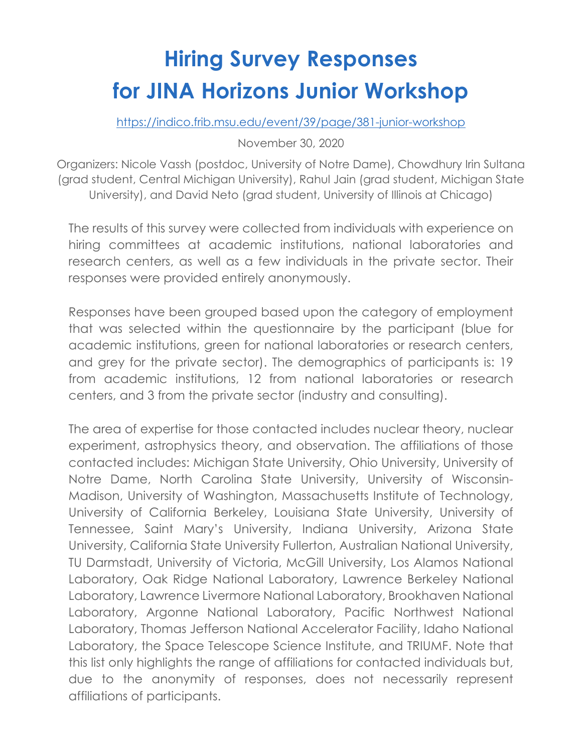# Hiring Survey Responses for JINA Horizons Junior Workshop

https://indico.frib.msu.edu/event/39/page/381-junior-workshop

November 30, 2020

Organizers: Nicole Vassh (postdoc, University of Notre Dame), Chowdhury Irin Sultana (grad student, Central Michigan University), Rahul Jain (grad student, Michigan State University), and David Neto (grad student, University of Illinois at Chicago)

The results of this survey were collected from individuals with experience on hiring committees at academic institutions, national laboratories and research centers, as well as a few individuals in the private sector. Their responses were provided entirely anonymously.

Responses have been grouped based upon the category of employment that was selected within the questionnaire by the participant (blue for academic institutions, green for national laboratories or research centers, and grey for the private sector). The demographics of participants is: 19 from academic institutions, 12 from national laboratories or research centers, and 3 from the private sector (industry and consulting).

The area of expertise for those contacted includes nuclear theory, nuclear experiment, astrophysics theory, and observation. The affiliations of those contacted includes: Michigan State University, Ohio University, University of Notre Dame, North Carolina State University, University of Wisconsin-Madison, University of Washington, Massachusetts Institute of Technology, University of California Berkeley, Louisiana State University, University of Tennessee, Saint Mary's University, Indiana University, Arizona State University, California State University Fullerton, Australian National University, TU Darmstadt, University of Victoria, McGill University, Los Alamos National Laboratory, Oak Ridge National Laboratory, Lawrence Berkeley National Laboratory, Lawrence Livermore National Laboratory, Brookhaven National Laboratory, Argonne National Laboratory, Pacific Northwest National Laboratory, Thomas Jefferson National Accelerator Facility, Idaho National Laboratory, the Space Telescope Science Institute, and TRIUMF. Note that this list only highlights the range of affiliations for contacted individuals but, due to the anonymity of responses, does not necessarily represent affiliations of participants.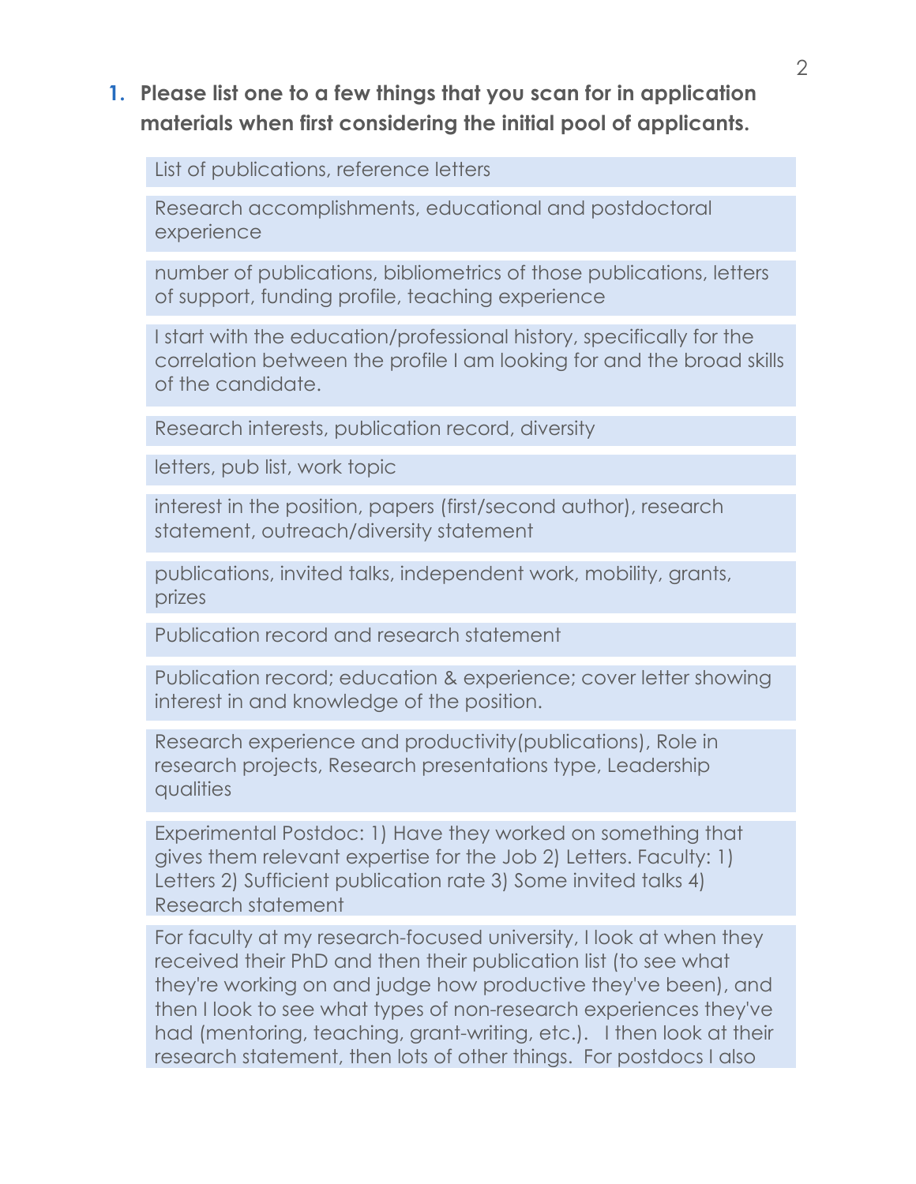1. **Please list one to a few things that you scan for in application materials when first considering the initial pool of applicants.**

List of publications, reference letters

Research accomplishments, educational and postdoctoral experience

number of publications, bibliometrics of those publications, letters of support, funding profile, teaching experience

I start with the education/professional history, specifically for the correlation between the profile I am looking for and the broad skills of the candidate.

Research interests, publication record, diversity

letters, pub list, work topic

interest in the position, papers (first/second author), research statement, outreach/diversity statement

publications, invited talks, independent work, mobility, grants, prizes

Publication record and research statement

Publication record; education & experience; cover letter showing interest in and knowledge of the position.

Research experience and productivity(publications), Role in research projects, Research presentations type, Leadership qualities

Experimental Postdoc: 1) Have they worked on something that gives them relevant expertise for the Job 2) Letters. Faculty: 1) Letters 2) Sufficient publication rate 3) Some invited talks 4) Research statement

For faculty at my research-focused university, I look at when they received their PhD and then their publication list (to see what they're working on and judge how productive they've been), and then I look to see what types of non-research experiences they've had (mentoring, teaching, grant-writing, etc.). I then look at their research statement, then lots of other things. For postdocs I also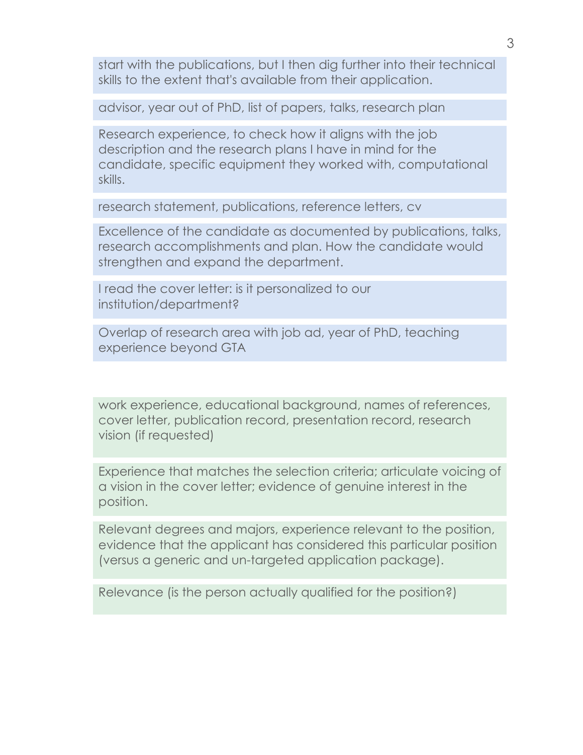start with the publications, but I then dig further into their technical skills to the extent that's available from their application.

advisor, year out of PhD, list of papers, talks, research plan

Research experience, to check how it aligns with the job description and the research plans I have in mind for the candidate, specific equipment they worked with, computational skills.

research statement, publications, reference letters, cv

Excellence of the candidate as documented by publications, talks, research accomplishments and plan. How the candidate would strengthen and expand the department.

I read the cover letter: is it personalized to our institution/department?

Overlap of research area with job ad, year of PhD, teaching experience beyond GTA

work experience, educational background, names of references, cover letter, publication record, presentation record, research vision (if requested)

Experience that matches the selection criteria; articulate voicing of a vision in the cover letter; evidence of genuine interest in the position.

Relevant degrees and majors, experience relevant to the position, evidence that the applicant has considered this particular position (versus a generic and un-targeted application package).

Relevance (is the person actually qualified for the position?)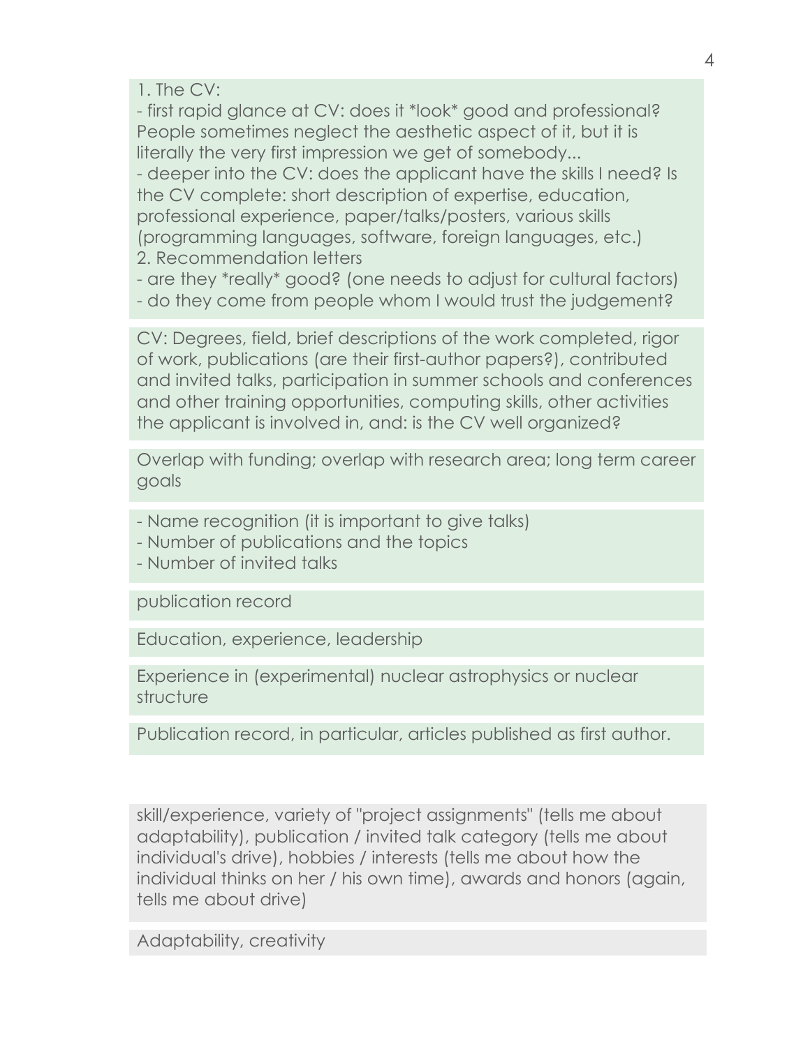1. The CV:
- first rapid glance at CV: does it *look* good and professional? People sometimes neglect the aesthetic aspect of it, but it is literally the very first impression we get of somebody...
- deeper into the CV: does the applicant have the skills I need? Is the CV complete: short description of expertise, education, professional experience, paper/talks/posters, various skills (programming languages, software, foreign languages, etc.)

2. Recommendation letters
- are they *really* good? (one needs to adjust for cultural factors)
- do they come from people whom I would trust the judgement?

---

CV: Degrees, field, brief descriptions of the work completed, rigor of work, publications (are their first-author papers?), contributed and invited talks, participation in summer schools and conferences and other training opportunities, computing skills, other activities the applicant is involved in, and: is the CV well organized?

---

Overlap with funding; overlap with research area; long term career goals

---

- Name recognition (it is important to give talks)
- Number of publications and the topics
- Number of invited talks

---

publication record

---

Education, experience, leadership

---

Experience in (experimental) nuclear astrophysics or nuclear structure

---

Publication record, in particular, articles published as first author.

---

skill/experience, variety of "project assignments" (tells me about adaptability), publication / invited talk category (tells me about individual's drive), hobbies / interests (tells me about how the individual thinks on her / his own time), awards and honors (again, tells me about drive)

---

Adaptability, creativity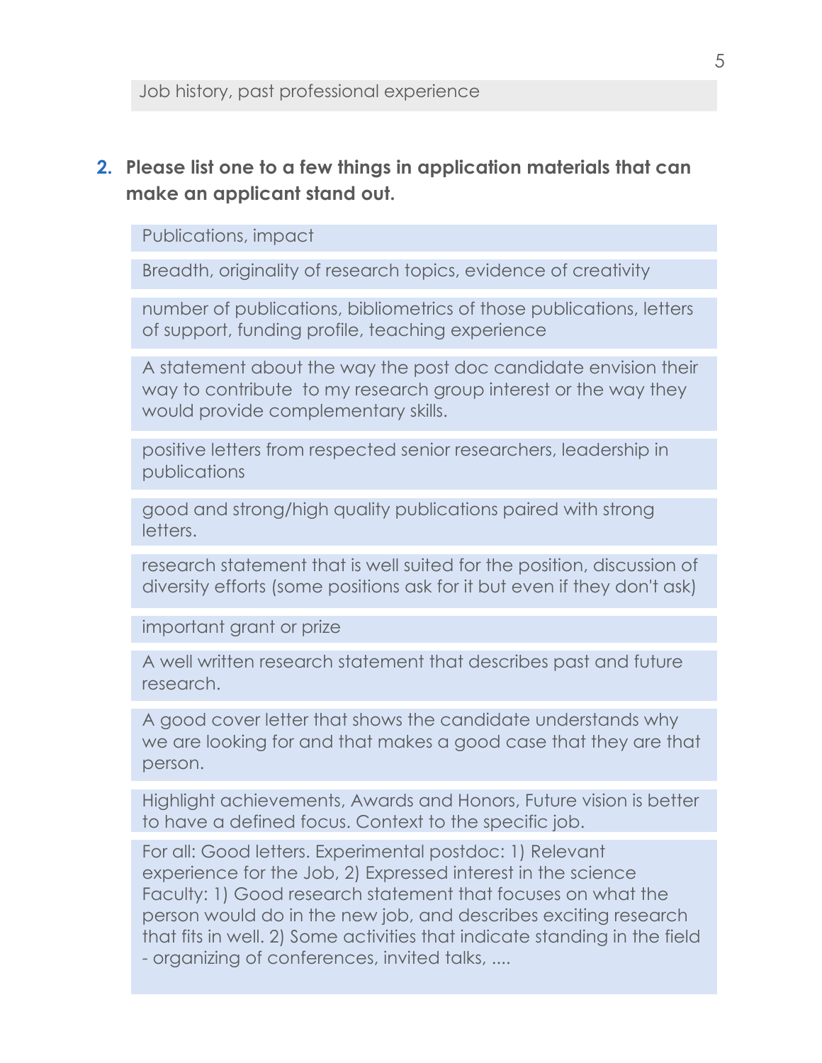Job history, past professional experience

2. **Please list one to a few things in application materials that can make an applicant stand out.**

Publications, impact

Breadth, originality of research topics, evidence of creativity

number of publications, bibliometrics of those publications, letters of support, funding profile, teaching experience

A statement about the way the post doc candidate envision their way to contribute to my research group interest or the way they would provide complementary skills.

positive letters from respected senior researchers, leadership in publications

good and strong/high quality publications paired with strong letters.

research statement that is well suited for the position, discussion of diversity efforts (some positions ask for it but even if they don't ask)

important grant or prize

A well written research statement that describes past and future research.

A good cover letter that shows the candidate understands why we are looking for and that makes a good case that they are that person.

Highlight achievements, Awards and Honors, Future vision is better to have a defined focus. Context to the specific job.

For all: Good letters. Experimental postdoc: 1) Relevant experience for the Job, 2) Expressed interest in the science Faculty: 1) Good research statement that focuses on what the person would do in the new job, and describes exciting research that fits in well. 2) Some activities that indicate standing in the field - organizing of conferences, invited talks, ....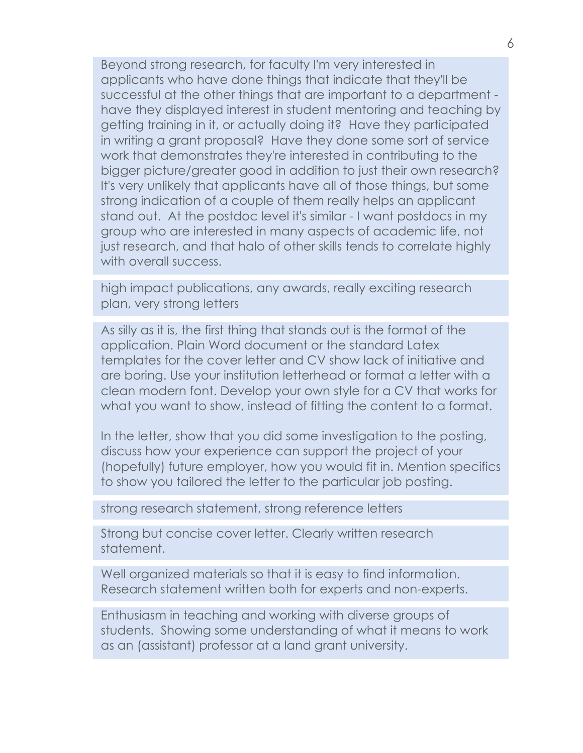Beyond strong research, for faculty I'm very interested in applicants who have done things that indicate that they'll be successful at the other things that are important to a department - have they displayed interest in student mentoring and teaching by getting training in it, or actually doing it? Have they participated in writing a grant proposal? Have they done some sort of service work that demonstrates they're interested in contributing to the bigger picture/greater good in addition to just their own research? It's very unlikely that applicants have all of those things, but some strong indication of a couple of them really helps an applicant stand out. At the postdoc level it's similar - I want postdocs in my group who are interested in many aspects of academic life, not just research, and that halo of other skills tends to correlate highly with overall success.

high impact publications, any awards, really exciting research plan, very strong letters

As silly as it is, the first thing that stands out is the format of the application. Plain Word document or the standard Latex templates for the cover letter and CV show lack of initiative and are boring. Use your institution letterhead or format a letter with a clean modern font. Develop your own style for a CV that works for what you want to show, instead of fitting the content to a format.

In the letter, show that you did some investigation to the posting, discuss how your experience can support the project of your (hopefully) future employer, how you would fit in. Mention specifics to show you tailored the letter to the particular job posting.

strong research statement, strong reference letters

Strong but concise cover letter. Clearly written research statement.

Well organized materials so that it is easy to find information. Research statement written both for experts and non-experts.

Enthusiasm in teaching and working with diverse groups of students. Showing some understanding of what it means to work as an (assistant) professor at a land grant university.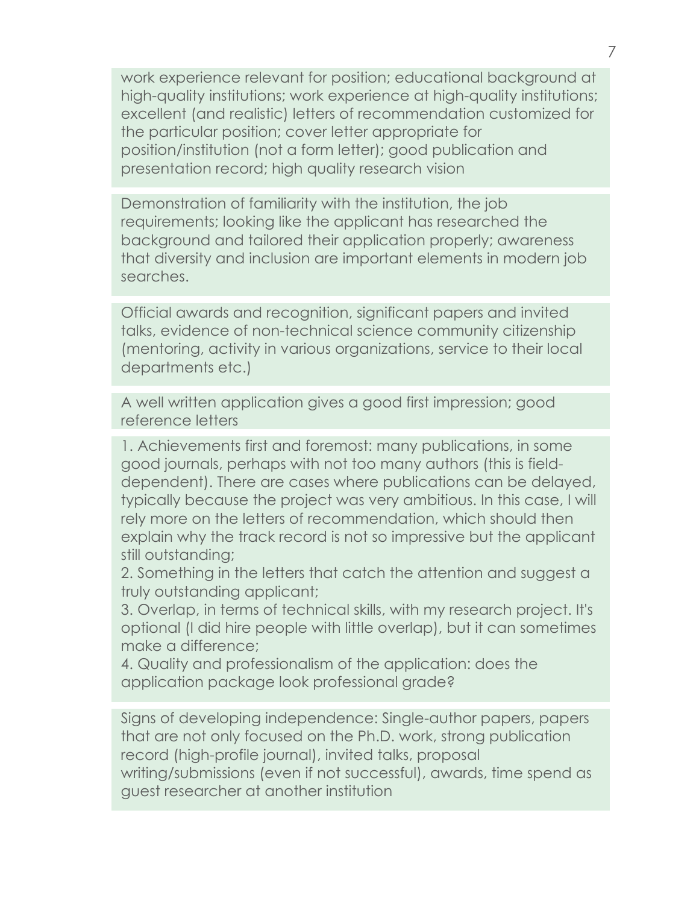work experience relevant for position; educational background at high-quality institutions; work experience at high-quality institutions; excellent (and realistic) letters of recommendation customized for the particular position; cover letter appropriate for position/institution (not a form letter); good publication and presentation record; high quality research vision

Demonstration of familiarity with the institution, the job requirements; looking like the applicant has researched the background and tailored their application properly; awareness that diversity and inclusion are important elements in modern job searches.

Official awards and recognition, significant papers and invited talks, evidence of non-technical science community citizenship (mentoring, activity in various organizations, service to their local departments etc.)

A well written application gives a good first impression; good reference letters

1. Achievements first and foremost: many publications, in some good journals, perhaps with not too many authors (this is field-dependent). There are cases where publications can be delayed, typically because the project was very ambitious. In this case, I will rely more on the letters of recommendation, which should then explain why the track record is not so impressive but the applicant still outstanding;
2. Something in the letters that catch the attention and suggest a truly outstanding applicant;
3. Overlap, in terms of technical skills, with my research project. It's optional (I did hire people with little overlap), but it can sometimes make a difference;
4. Quality and professionalism of the application: does the application package look professional grade?

Signs of developing independence: Single-author papers, papers that are not only focused on the Ph.D. work, strong publication record (high-profile journal), invited talks, proposal writing/submissions (even if not successful), awards, time spend as guest researcher at another institution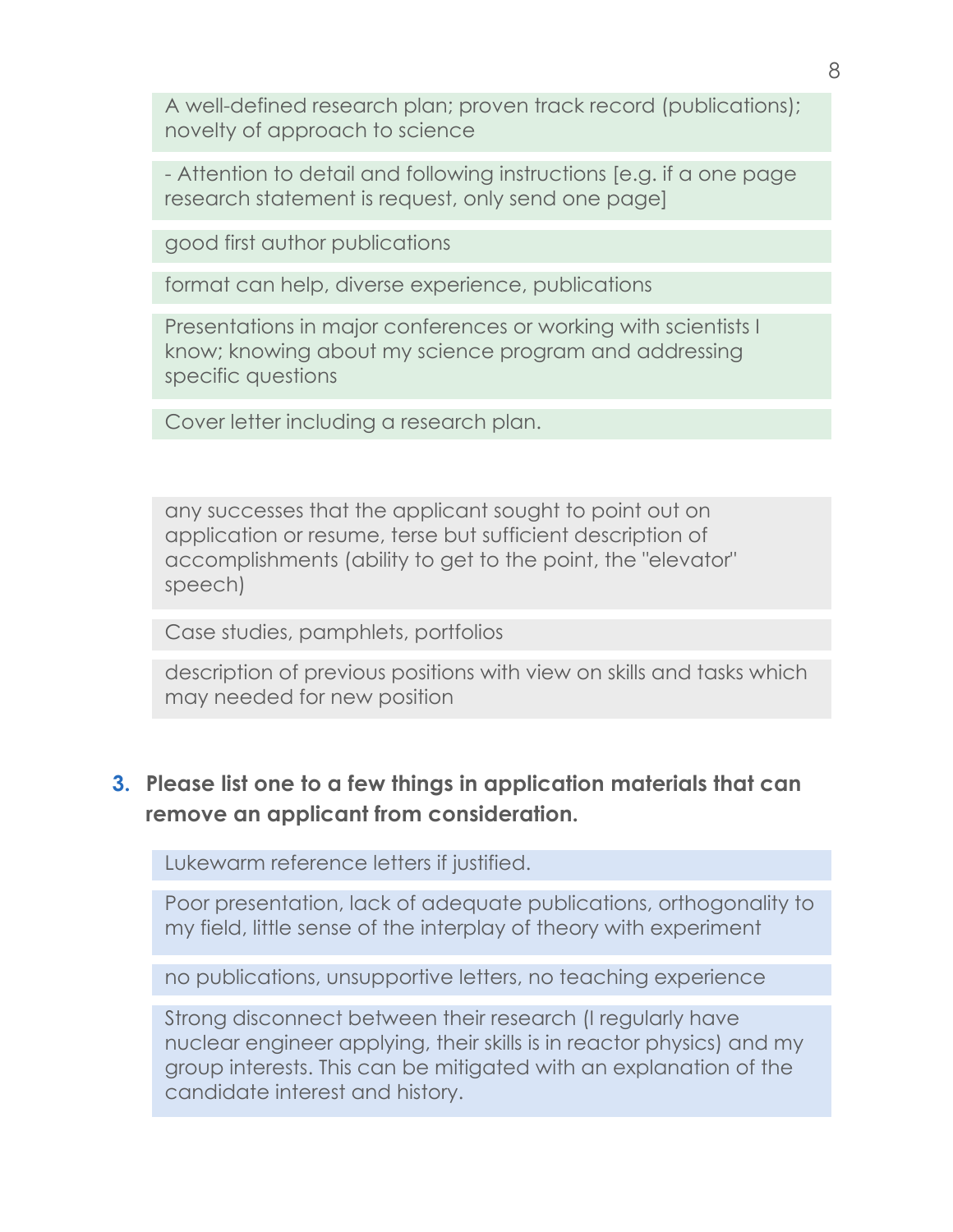A well-defined research plan; proven track record (publications); novelty of approach to science

- Attention to detail and following instructions [e.g. if a one page research statement is request, only send one page]

good first author publications

format can help, diverse experience, publications

Presentations in major conferences or working with scientists I know; knowing about my science program and addressing specific questions

Cover letter including a research plan.

any successes that the applicant sought to point out on application or resume, terse but sufficient description of accomplishments (ability to get to the point, the "elevator" speech)

Case studies, pamphlets, portfolios

description of previous positions with view on skills and tasks which may needed for new position

### 3. Please list one to a few things in application materials that can remove an applicant from consideration.

Lukewarm reference letters if justified.

Poor presentation, lack of adequate publications, orthogonality to my field, little sense of the interplay of theory with experiment

no publications, unsupportive letters, no teaching experience

Strong disconnect between their research (I regularly have nuclear engineer applying, their skills is in reactor physics) and my group interests. This can be mitigated with an explanation of the candidate interest and history.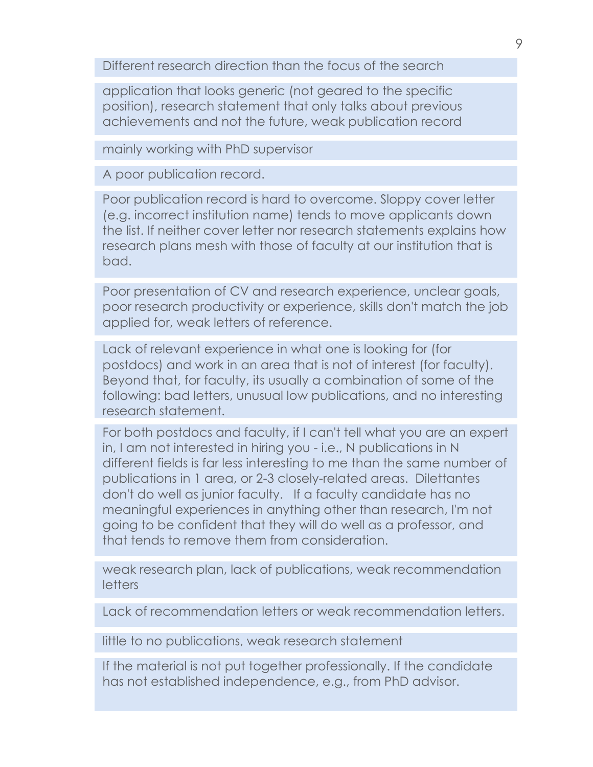Different research direction than the focus of the search

application that looks generic (not geared to the specific position), research statement that only talks about previous achievements and not the future, weak publication record

mainly working with PhD supervisor

A poor publication record.

Poor publication record is hard to overcome. Sloppy cover letter (e.g. incorrect institution name) tends to move applicants down the list. If neither cover letter nor research statements explains how research plans mesh with those of faculty at our institution that is bad.

Poor presentation of CV and research experience, unclear goals, poor research productivity or experience, skills don't match the job applied for, weak letters of reference.

Lack of relevant experience in what one is looking for (for postdocs) and work in an area that is not of interest (for faculty). Beyond that, for faculty, its usually a combination of some of the following: bad letters, unusual low publications, and no interesting research statement.

For both postdocs and faculty, if I can't tell what you are an expert in, I am not interested in hiring you - i.e., N publications in N different fields is far less interesting to me than the same number of publications in 1 area, or 2-3 closely-related areas. Dilettantes don't do well as junior faculty. If a faculty candidate has no meaningful experiences in anything other than research, I'm not going to be confident that they will do well as a professor, and that tends to remove them from consideration.

weak research plan, lack of publications, weak recommendation letters

Lack of recommendation letters or weak recommendation letters.

little to no publications, weak research statement

If the material is not put together professionally. If the candidate has not established independence, e.g., from PhD advisor.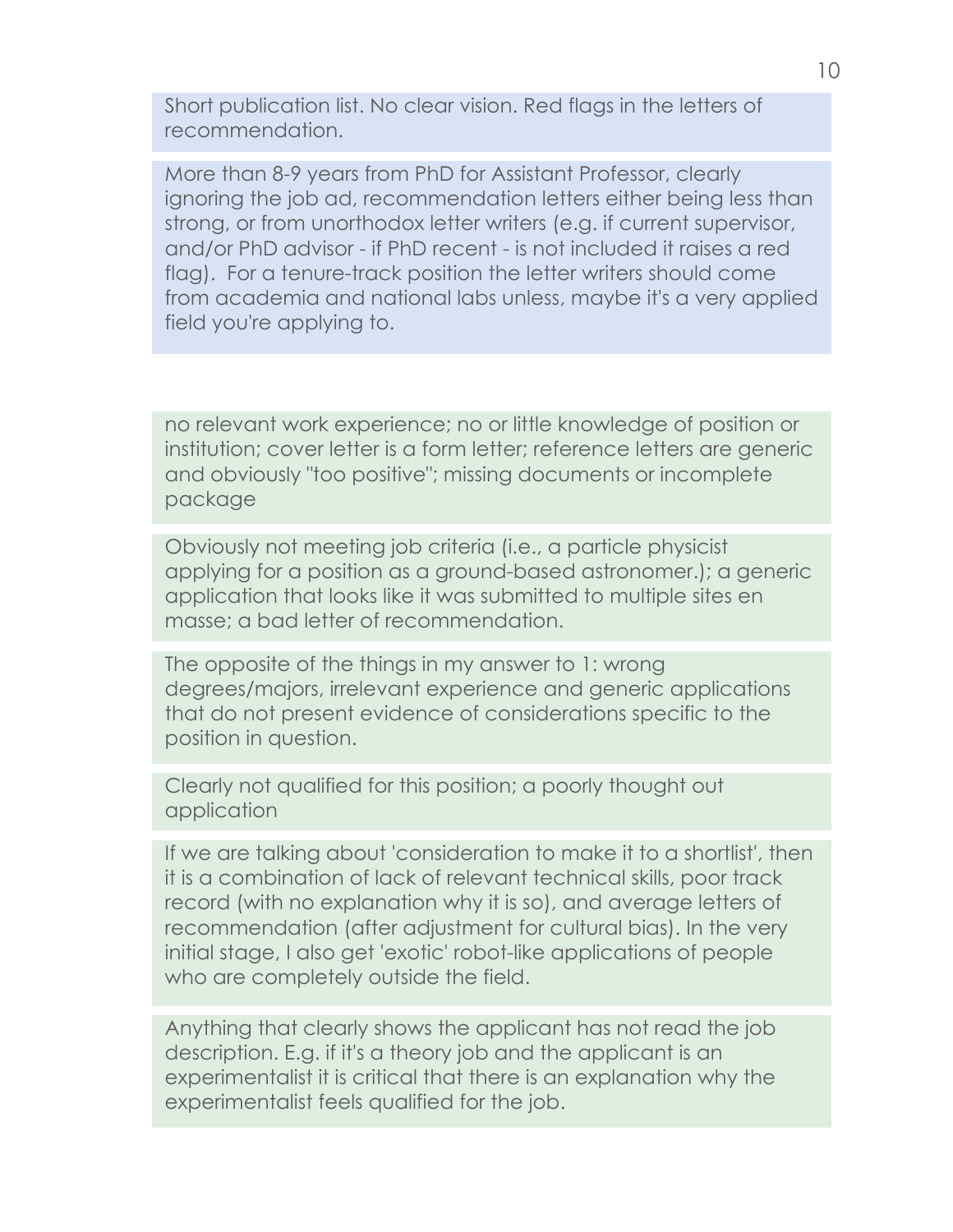Short publication list. No clear vision. Red flags in the letters of recommendation.

More than 8-9 years from PhD for Assistant Professor, clearly ignoring the job ad, recommendation letters either being less than strong, or from unorthodox letter writers (e.g. if current supervisor, and/or PhD advisor - if PhD recent - is not included it raises a red flag). For a tenure-track position the letter writers should come from academia and national labs unless, maybe it's a very applied field you're applying to.

no relevant work experience; no or little knowledge of position or institution; cover letter is a form letter; reference letters are generic and obviously "too positive"; missing documents or incomplete package

Obviously not meeting job criteria (i.e., a particle physicist applying for a position as a ground-based astronomer.); a generic application that looks like it was submitted to multiple sites en masse; a bad letter of recommendation.

The opposite of the things in my answer to 1: wrong degrees/majors, irrelevant experience and generic applications that do not present evidence of considerations specific to the position in question.

Clearly not qualified for this position; a poorly thought out application

If we are talking about 'consideration to make it to a shortlist', then it is a combination of lack of relevant technical skills, poor track record (with no explanation why it is so), and average letters of recommendation (after adjustment for cultural bias). In the very initial stage, I also get 'exotic' robot-like applications of people who are completely outside the field.

Anything that clearly shows the applicant has not read the job description. E.g. if it's a theory job and the applicant is an experimentalist it is critical that there is an explanation why the experimentalist feels qualified for the job.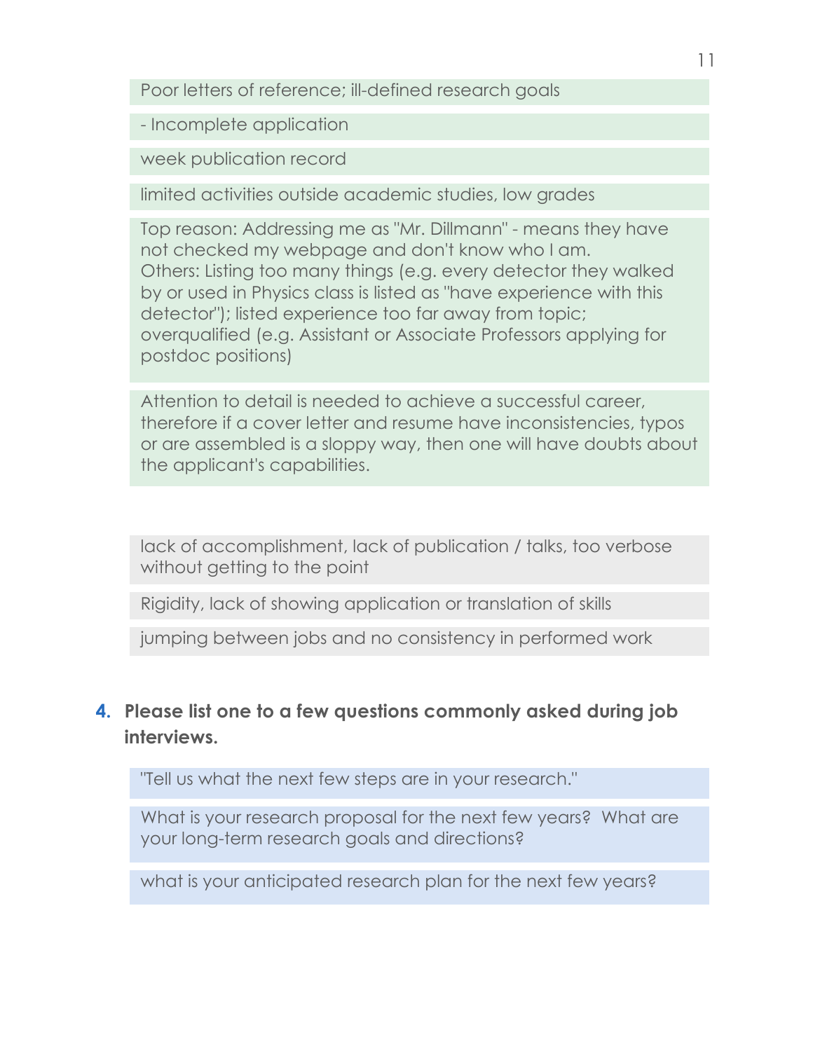Poor letters of reference; ill-defined research goals

- Incomplete application

week publication record

limited activities outside academic studies, low grades

Top reason: Addressing me as "Mr. Dillmann" - means they have not checked my webpage and don't know who I am.
Others: Listing too many things (e.g. every detector they walked by or used in Physics class is listed as "have experience with this detector"); listed experience too far away from topic; overqualified (e.g. Assistant or Associate Professors applying for postdoc positions)

Attention to detail is needed to achieve a successful career, therefore if a cover letter and resume have inconsistencies, typos or are assembled is a sloppy way, then one will have doubts about the applicant's capabilities.

lack of accomplishment, lack of publication / talks, too verbose without getting to the point

Rigidity, lack of showing application or translation of skills

jumping between jobs and no consistency in performed work

**4. Please list one to a few questions commonly asked during job interviews.**

"Tell us what the next few steps are in your research."

What is your research proposal for the next few years? What are your long-term research goals and directions?

what is your anticipated research plan for the next few years?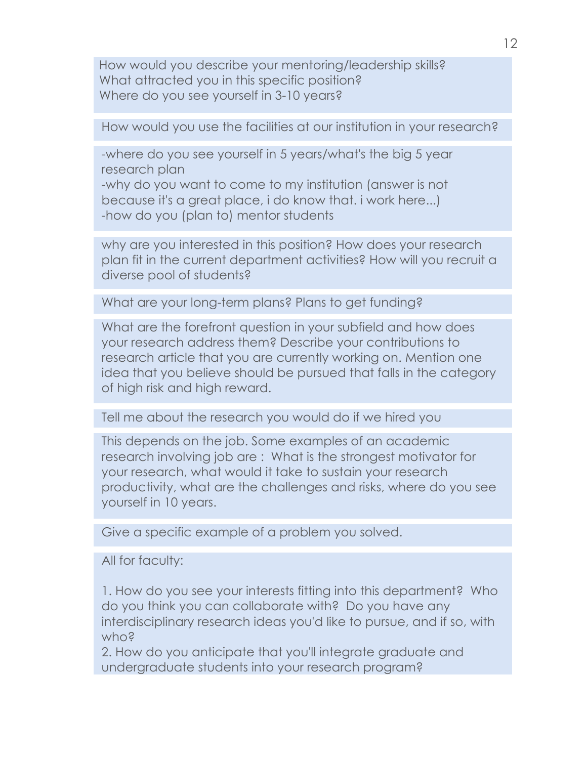How would you describe your mentoring/leadership skills?
What attracted you in this specific position?
Where do you see yourself in 3-10 years?

How would you use the facilities at our institution in your research?

-where do you see yourself in 5 years/what's the big 5 year research plan
-why do you want to come to my institution (answer is not because it's a great place, i do know that. i work here...)
-how do you (plan to) mentor students

why are you interested in this position? How does your research plan fit in the current department activities? How will you recruit a diverse pool of students?

What are your long-term plans? Plans to get funding?

What are the forefront question in your subfield and how does your research address them? Describe your contributions to research article that you are currently working on. Mention one idea that you believe should be pursued that falls in the category of high risk and high reward.

Tell me about the research you would do if we hired you

This depends on the job. Some examples of an academic research involving job are : What is the strongest motivator for your research, what would it take to sustain your research productivity, what are the challenges and risks, where do you see yourself in 10 years.

Give a specific example of a problem you solved.

All for faculty:

1. How do you see your interests fitting into this department? Who do you think you can collaborate with? Do you have any interdisciplinary research ideas you'd like to pursue, and if so, with who?
2. How do you anticipate that you'll integrate graduate and undergraduate students into your research program?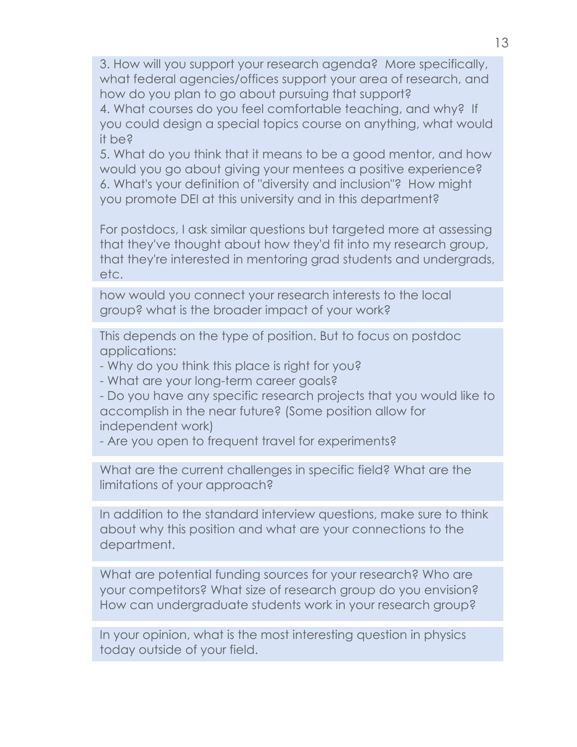3. How will you support your research agenda? More specifically, what federal agencies/offices support your area of research, and how do you plan to go about pursuing that support?
4. What courses do you feel comfortable teaching, and why? If you could design a special topics course on anything, what would it be?
5. What do you think that it means to be a good mentor, and how would you go about giving your mentees a positive experience?
6. What's your definition of "diversity and inclusion"? How might you promote DEI at this university and in this department?

For postdocs, I ask similar questions but targeted more at assessing that they've thought about how they'd fit into my research group, that they're interested in mentoring grad students and undergrads, etc.

---

how would you connect your research interests to the local group? what is the broader impact of your work?

---

This depends on the type of position. But to focus on postdoc applications:
- Why do you think this place is right for you?
- What are your long-term career goals?
- Do you have any specific research projects that you would like to accomplish in the near future? (Some position allow for independent work)
- Are you open to frequent travel for experiments?

---

What are the current challenges in specific field? What are the limitations of your approach?

---

In addition to the standard interview questions, make sure to think about why this position and what are your connections to the department.

---

What are potential funding sources for your research? Who are your competitors? What size of research group do you envision? How can undergraduate students work in your research group?

---

In your opinion, what is the most interesting question in physics today outside of your field.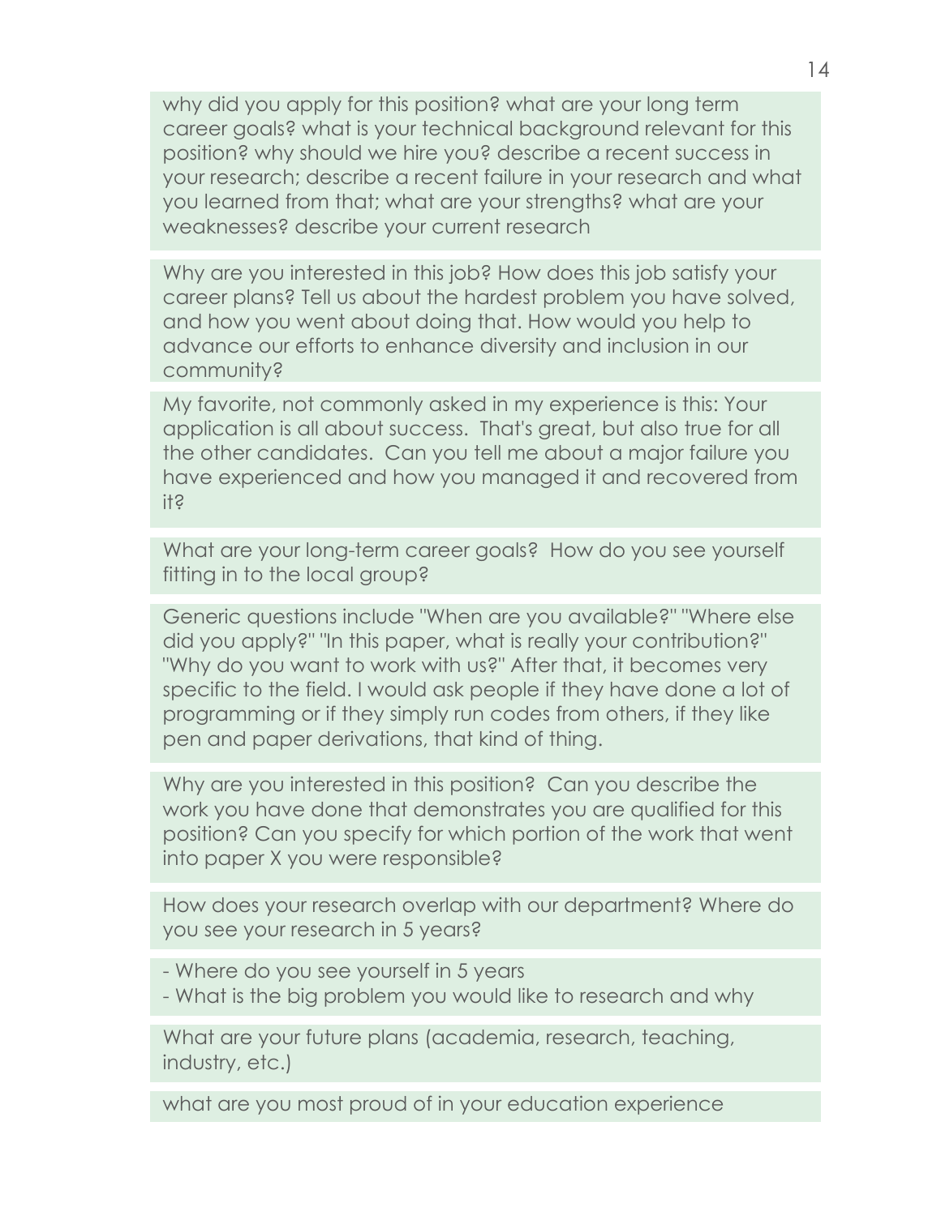why did you apply for this position? what are your long term career goals? what is your technical background relevant for this position? why should we hire you? describe a recent success in your research; describe a recent failure in your research and what you learned from that; what are your strengths? what are your weaknesses? describe your current research

Why are you interested in this job? How does this job satisfy your career plans? Tell us about the hardest problem you have solved, and how you went about doing that. How would you help to advance our efforts to enhance diversity and inclusion in our community?

My favorite, not commonly asked in my experience is this: Your application is all about success. That's great, but also true for all the other candidates. Can you tell me about a major failure you have experienced and how you managed it and recovered from it?

What are your long-term career goals? How do you see yourself fitting in to the local group?

Generic questions include "When are you available?" "Where else did you apply?" "In this paper, what is really your contribution?" "Why do you want to work with us?" After that, it becomes very specific to the field. I would ask people if they have done a lot of programming or if they simply run codes from others, if they like pen and paper derivations, that kind of thing.

Why are you interested in this position? Can you describe the work you have done that demonstrates you are qualified for this position? Can you specify for which portion of the work that went into paper X you were responsible?

How does your research overlap with our department? Where do you see your research in 5 years?

- Where do you see yourself in 5 years
- What is the big problem you would like to research and why

What are your future plans (academia, research, teaching, industry, etc.)

what are you most proud of in your education experience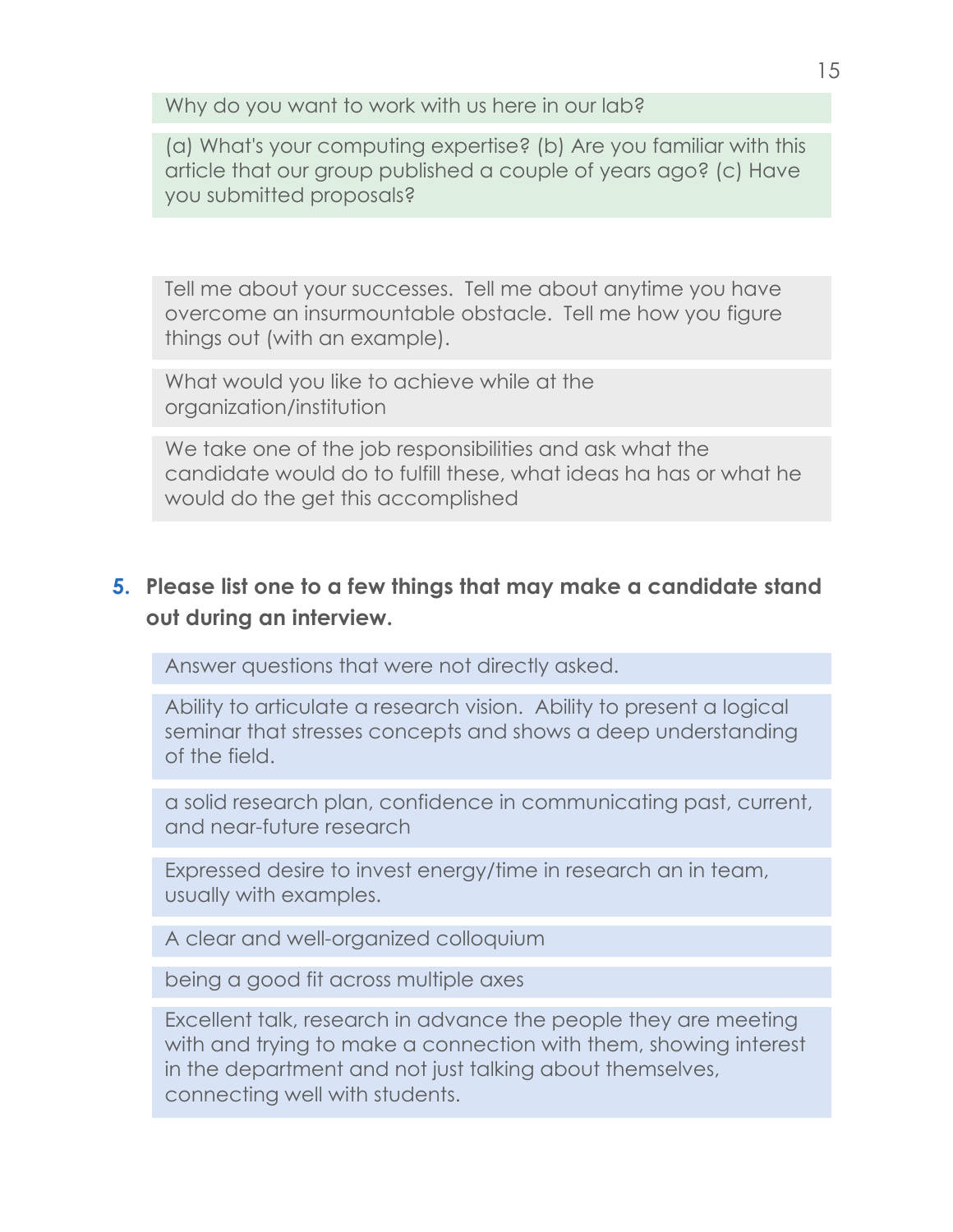Why do you want to work with us here in our lab?

(a) What's your computing expertise? (b) Are you familiar with this article that our group published a couple of years ago? (c) Have you submitted proposals?

Tell me about your successes. Tell me about anytime you have overcome an insurmountable obstacle. Tell me how you figure things out (with an example).

What would you like to achieve while at the organization/institution

We take one of the job responsibilities and ask what the candidate would do to fulfill these, what ideas ha has or what he would do the get this accomplished

**5. Please list one to a few things that may make a candidate stand out during an interview.**

Answer questions that were not directly asked.

Ability to articulate a research vision. Ability to present a logical seminar that stresses concepts and shows a deep understanding of the field.

a solid research plan, confidence in communicating past, current, and near-future research

Expressed desire to invest energy/time in research an in team, usually with examples.

A clear and well-organized colloquium

being a good fit across multiple axes

Excellent talk, research in advance the people they are meeting with and trying to make a connection with them, showing interest in the department and not just talking about themselves, connecting well with students.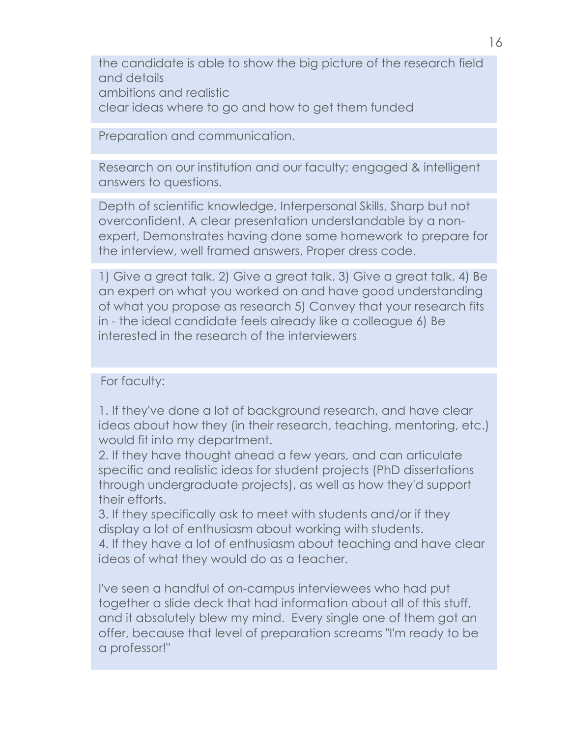the candidate is able to show the big picture of the research field and details
ambitions and realistic
clear ideas where to go and how to get them funded

---

Preparation and communication.

---

Research on our institution and our faculty; engaged & intelligent answers to questions.

---

Depth of scientific knowledge, Interpersonal Skills, Sharp but not overconfident, A clear presentation understandable by a non-expert, Demonstrates having done some homework to prepare for the interview, well framed answers, Proper dress code.

---

1) Give a great talk. 2) Give a great talk. 3) Give a great talk. 4) Be an expert on what you worked on and have good understanding of what you propose as research 5) Convey that your research fits in - the ideal candidate feels already like a colleague 6) Be interested in the research of the interviewers

---

For faculty:

1. If they've done a lot of background research, and have clear ideas about how they (in their research, teaching, mentoring, etc.) would fit into my department.
2. If they have thought ahead a few years, and can articulate specific and realistic ideas for student projects (PhD dissertations through undergraduate projects), as well as how they'd support their efforts.
3. If they specifically ask to meet with students and/or if they display a lot of enthusiasm about working with students.
4. If they have a lot of enthusiasm about teaching and have clear ideas of what they would do as a teacher.

I've seen a handful of on-campus interviewees who had put together a slide deck that had information about all of this stuff, and it absolutely blew my mind. Every single one of them got an offer, because that level of preparation screams "I'm ready to be a professor!"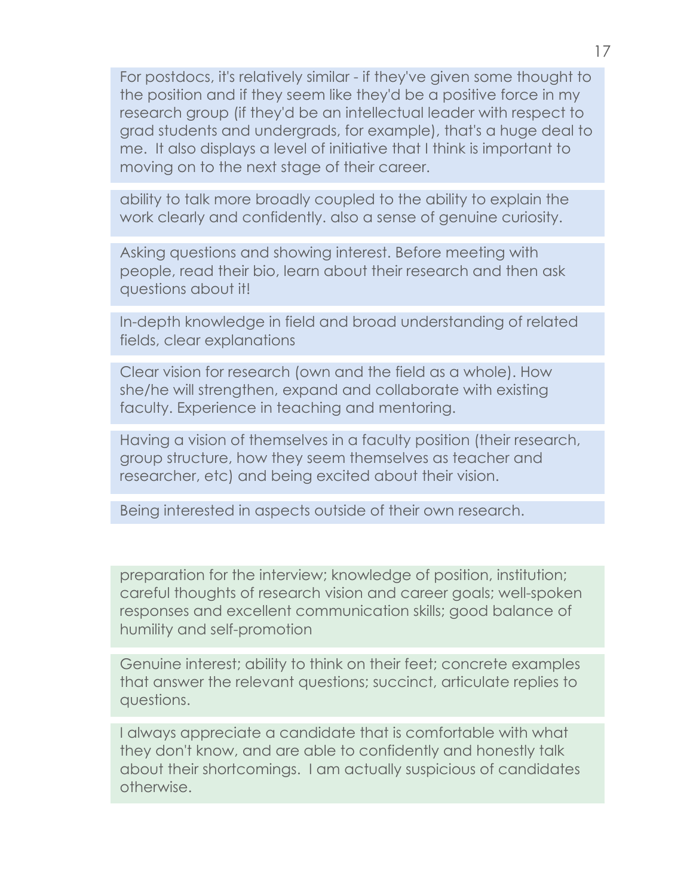For postdocs, it's relatively similar - if they've given some thought to the position and if they seem like they'd be a positive force in my research group (if they'd be an intellectual leader with respect to grad students and undergrads, for example), that's a huge deal to me. It also displays a level of initiative that I think is important to moving on to the next stage of their career.

ability to talk more broadly coupled to the ability to explain the work clearly and confidently. also a sense of genuine curiosity.

Asking questions and showing interest. Before meeting with people, read their bio, learn about their research and then ask questions about it!

In-depth knowledge in field and broad understanding of related fields, clear explanations

Clear vision for research (own and the field as a whole). How she/he will strengthen, expand and collaborate with existing faculty. Experience in teaching and mentoring.

Having a vision of themselves in a faculty position (their research, group structure, how they seem themselves as teacher and researcher, etc) and being excited about their vision.

Being interested in aspects outside of their own research.

preparation for the interview; knowledge of position, institution; careful thoughts of research vision and career goals; well-spoken responses and excellent communication skills; good balance of humility and self-promotion

Genuine interest; ability to think on their feet; concrete examples that answer the relevant questions; succinct, articulate replies to questions.

I always appreciate a candidate that is comfortable with what they don't know, and are able to confidently and honestly talk about their shortcomings. I am actually suspicious of candidates otherwise.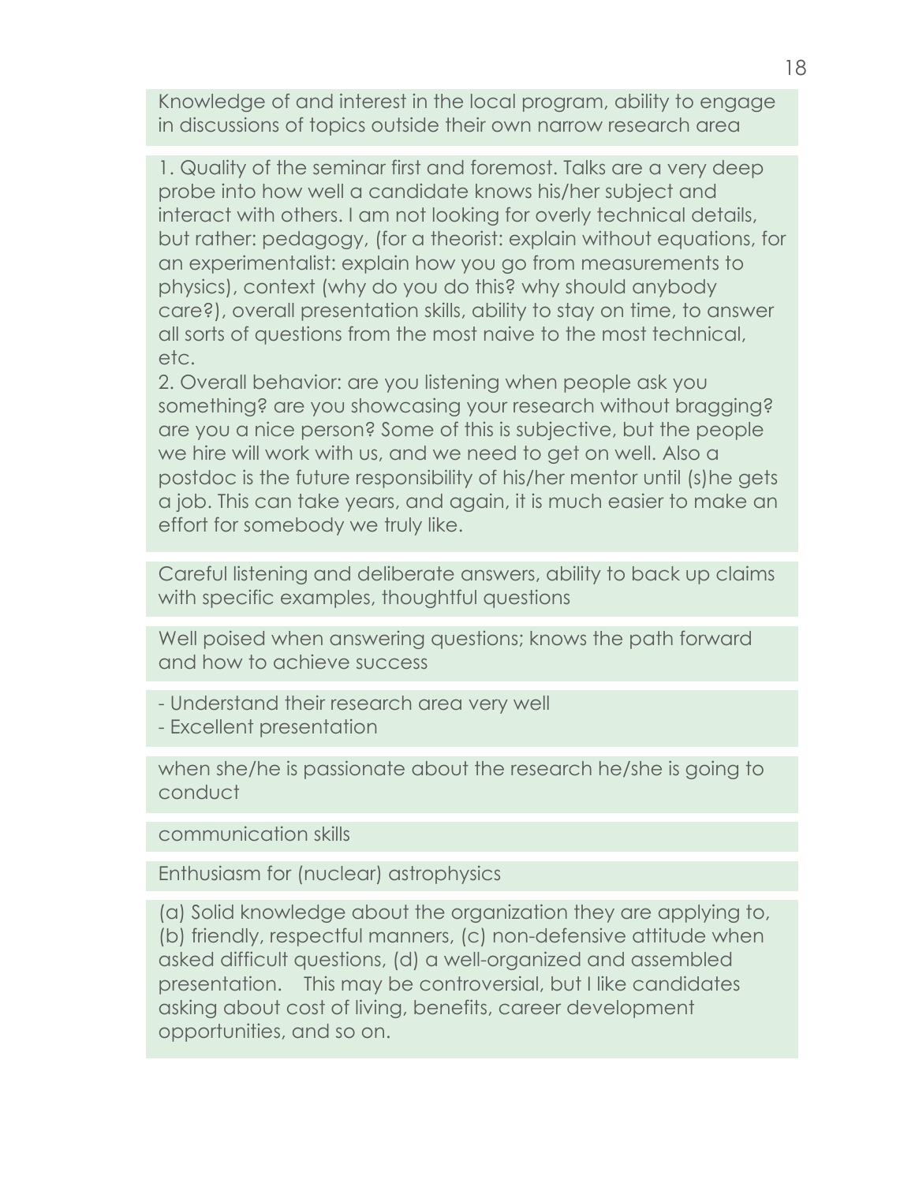Knowledge of and interest in the local program, ability to engage in discussions of topics outside their own narrow research area

1. Quality of the seminar first and foremost. Talks are a very deep probe into how well a candidate knows his/her subject and interact with others. I am not looking for overly technical details, but rather: pedagogy, (for a theorist: explain without equations, for an experimentalist: explain how you go from measurements to physics), context (why do you do this? why should anybody care?), overall presentation skills, ability to stay on time, to answer all sorts of questions from the most naive to the most technical, etc.
2. Overall behavior: are you listening when people ask you something? are you showcasing your research without bragging? are you a nice person? Some of this is subjective, but the people we hire will work with us, and we need to get on well. Also a postdoc is the future responsibility of his/her mentor until (s)he gets a job. This can take years, and again, it is much easier to make an effort for somebody we truly like.

Careful listening and deliberate answers, ability to back up claims with specific examples, thoughtful questions

Well poised when answering questions; knows the path forward and how to achieve success

- Understand their research area very well
- Excellent presentation

when she/he is passionate about the research he/she is going to conduct

communication skills

Enthusiasm for (nuclear) astrophysics

(a) Solid knowledge about the organization they are applying to, (b) friendly, respectful manners, (c) non-defensive attitude when asked difficult questions, (d) a well-organized and assembled presentation. This may be controversial, but I like candidates asking about cost of living, benefits, career development opportunities, and so on.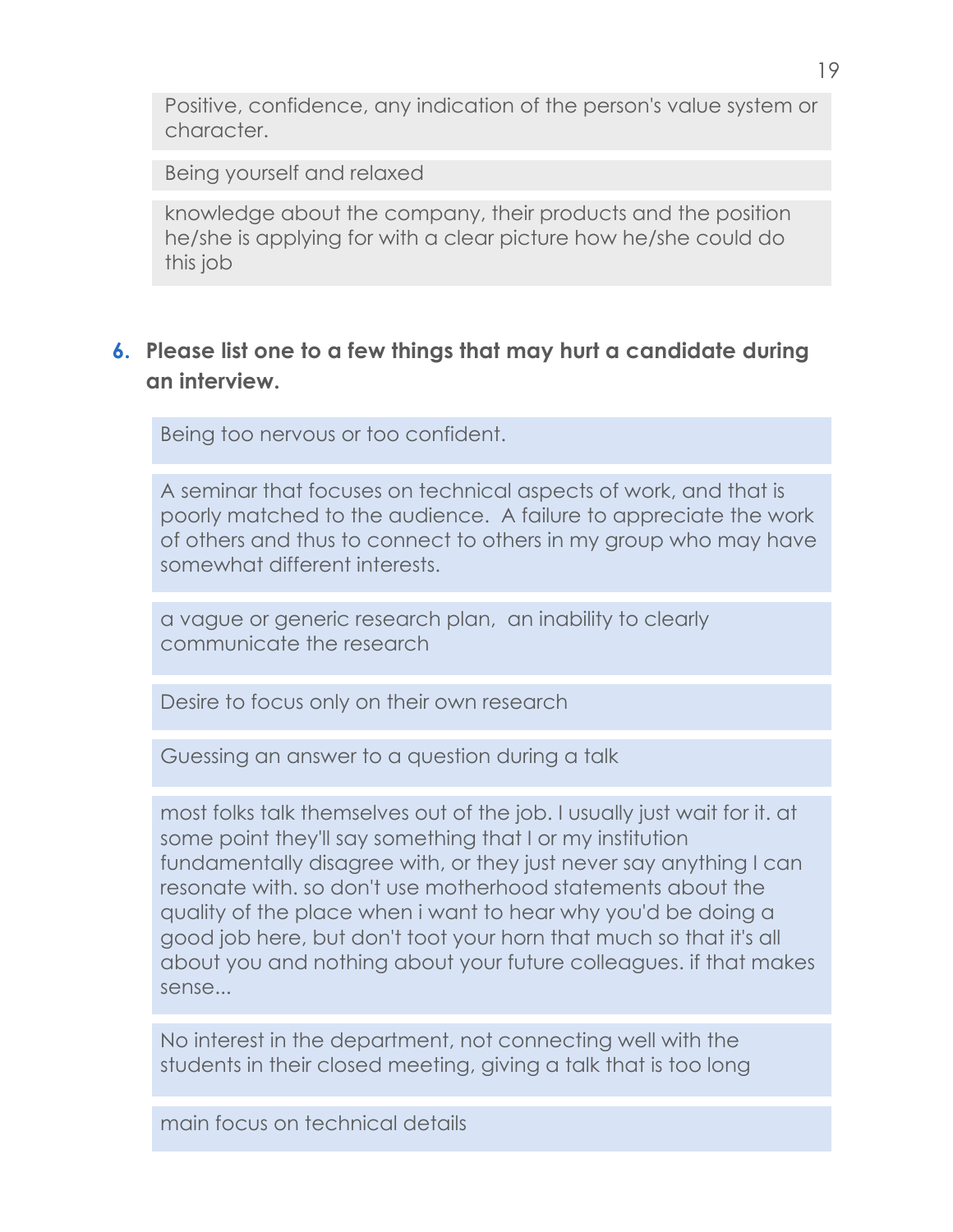Positive, confidence, any indication of the person's value system or character.

Being yourself and relaxed

knowledge about the company, their products and the position he/she is applying for with a clear picture how he/she could do this job

6. **Please list one to a few things that may hurt a candidate during an interview.**

Being too nervous or too confident.

A seminar that focuses on technical aspects of work, and that is poorly matched to the audience. A failure to appreciate the work of others and thus to connect to others in my group who may have somewhat different interests.

a vague or generic research plan, an inability to clearly communicate the research

Desire to focus only on their own research

Guessing an answer to a question during a talk

most folks talk themselves out of the job. I usually just wait for it. at some point they'll say something that I or my institution fundamentally disagree with, or they just never say anything I can resonate with. so don't use motherhood statements about the quality of the place when i want to hear why you'd be doing a good job here, but don't toot your horn that much so that it's all about you and nothing about your future colleagues. if that makes sense...

No interest in the department, not connecting well with the students in their closed meeting, giving a talk that is too long

main focus on technical details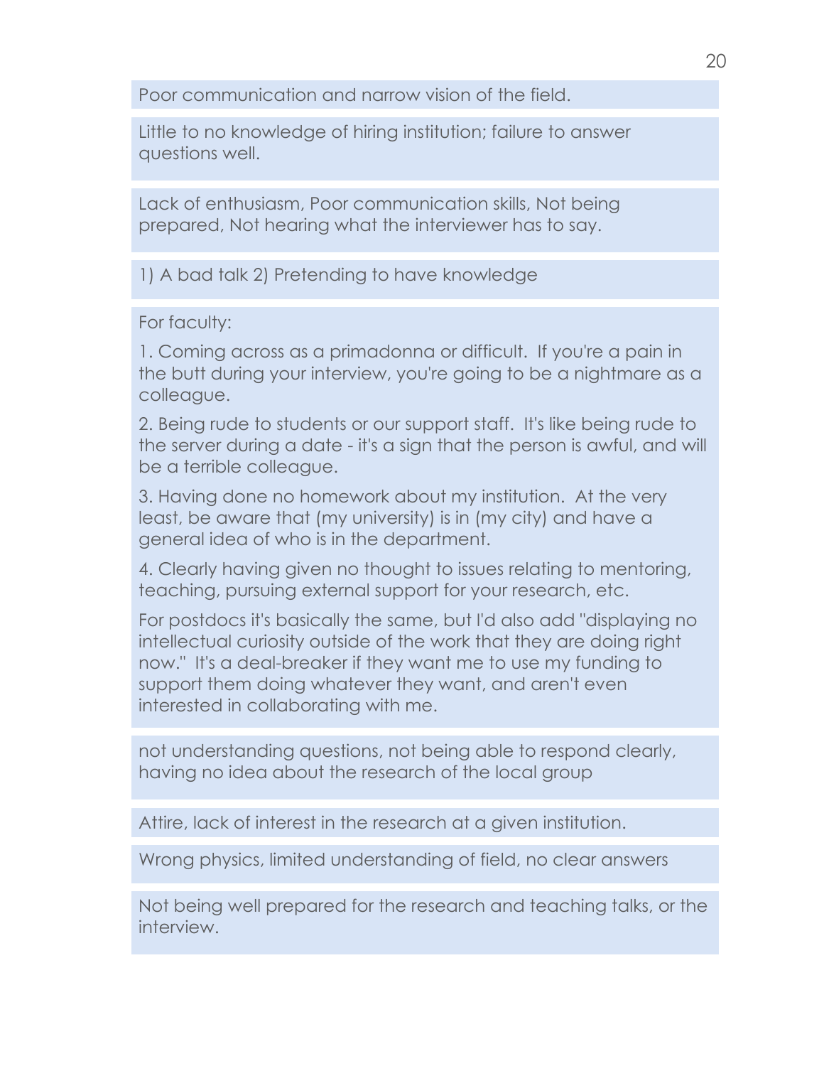Poor communication and narrow vision of the field.

Little to no knowledge of hiring institution; failure to answer questions well.

Lack of enthusiasm, Poor communication skills, Not being prepared, Not hearing what the interviewer has to say.

1) A bad talk 2) Pretending to have knowledge

For faculty:

1. Coming across as a primadonna or difficult. If you're a pain in the butt during your interview, you're going to be a nightmare as a colleague.

2. Being rude to students or our support staff. It's like being rude to the server during a date - it's a sign that the person is awful, and will be a terrible colleague.

3. Having done no homework about my institution. At the very least, be aware that (my university) is in (my city) and have a general idea of who is in the department.

4. Clearly having given no thought to issues relating to mentoring, teaching, pursuing external support for your research, etc.

For postdocs it's basically the same, but I'd also add "displaying no intellectual curiosity outside of the work that they are doing right now." It's a deal-breaker if they want me to use my funding to support them doing whatever they want, and aren't even interested in collaborating with me.

not understanding questions, not being able to respond clearly, having no idea about the research of the local group

Attire, lack of interest in the research at a given institution.

Wrong physics, limited understanding of field, no clear answers

Not being well prepared for the research and teaching talks, or the interview.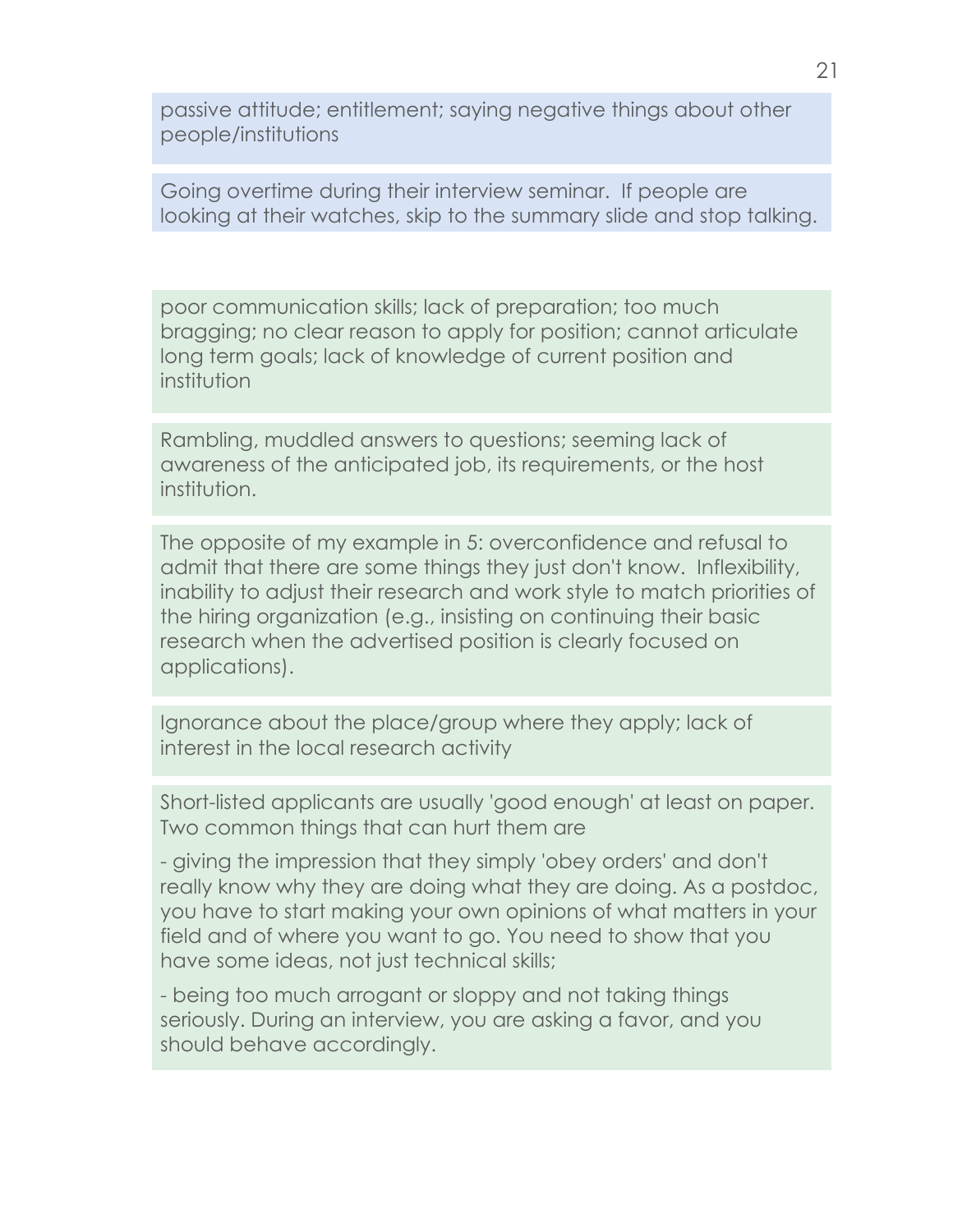passive attitude; entitlement; saying negative things about other people/institutions

Going overtime during their interview seminar. If people are looking at their watches, skip to the summary slide and stop talking.

poor communication skills; lack of preparation; too much bragging; no clear reason to apply for position; cannot articulate long term goals; lack of knowledge of current position and institution

Rambling, muddled answers to questions; seeming lack of awareness of the anticipated job, its requirements, or the host institution.

The opposite of my example in 5: overconfidence and refusal to admit that there are some things they just don't know. Inflexibility, inability to adjust their research and work style to match priorities of the hiring organization (e.g., insisting on continuing their basic research when the advertised position is clearly focused on applications).

Ignorance about the place/group where they apply; lack of interest in the local research activity

Short-listed applicants are usually 'good enough' at least on paper. Two common things that can hurt them are

- giving the impression that they simply 'obey orders' and don't really know why they are doing what they are doing. As a postdoc, you have to start making your own opinions of what matters in your field and of where you want to go. You need to show that you have some ideas, not just technical skills;

- being too much arrogant or sloppy and not taking things seriously. During an interview, you are asking a favor, and you should behave accordingly.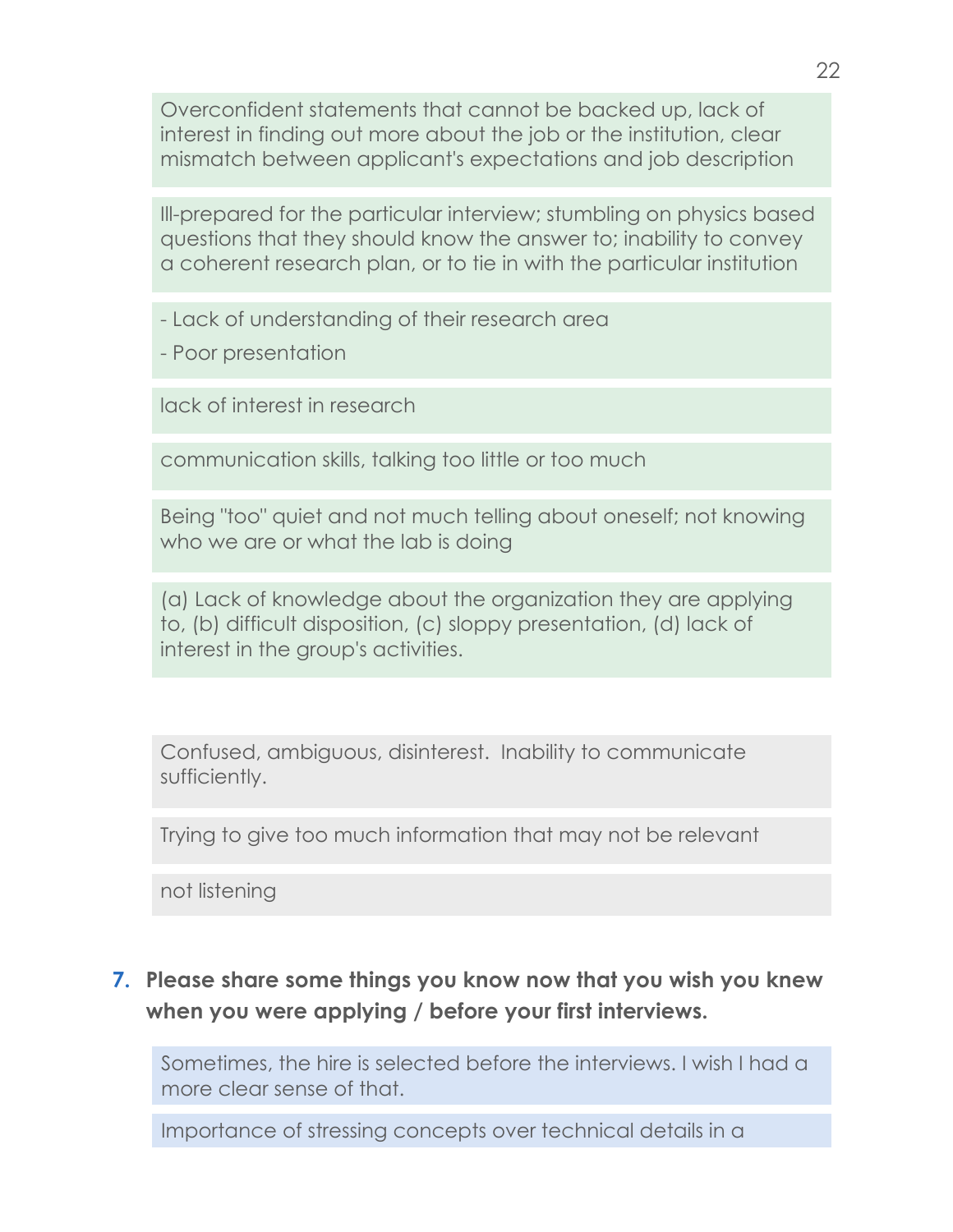Overconfident statements that cannot be backed up, lack of interest in finding out more about the job or the institution, clear mismatch between applicant's expectations and job description

Ill-prepared for the particular interview; stumbling on physics based questions that they should know the answer to; inability to convey a coherent research plan, or to tie in with the particular institution

- Lack of understanding of their research area
- Poor presentation

lack of interest in research

communication skills, talking too little or too much

Being "too" quiet and not much telling about oneself; not knowing who we are or what the lab is doing

(a) Lack of knowledge about the organization they are applying to, (b) difficult disposition, (c) sloppy presentation, (d) lack of interest in the group's activities.

Confused, ambiguous, disinterest. Inability to communicate sufficiently.

Trying to give too much information that may not be relevant

not listening

7. **Please share some things you know now that you wish you knew when you were applying / before your first interviews.**

Sometimes, the hire is selected before the interviews. I wish I had a more clear sense of that.

Importance of stressing concepts over technical details in a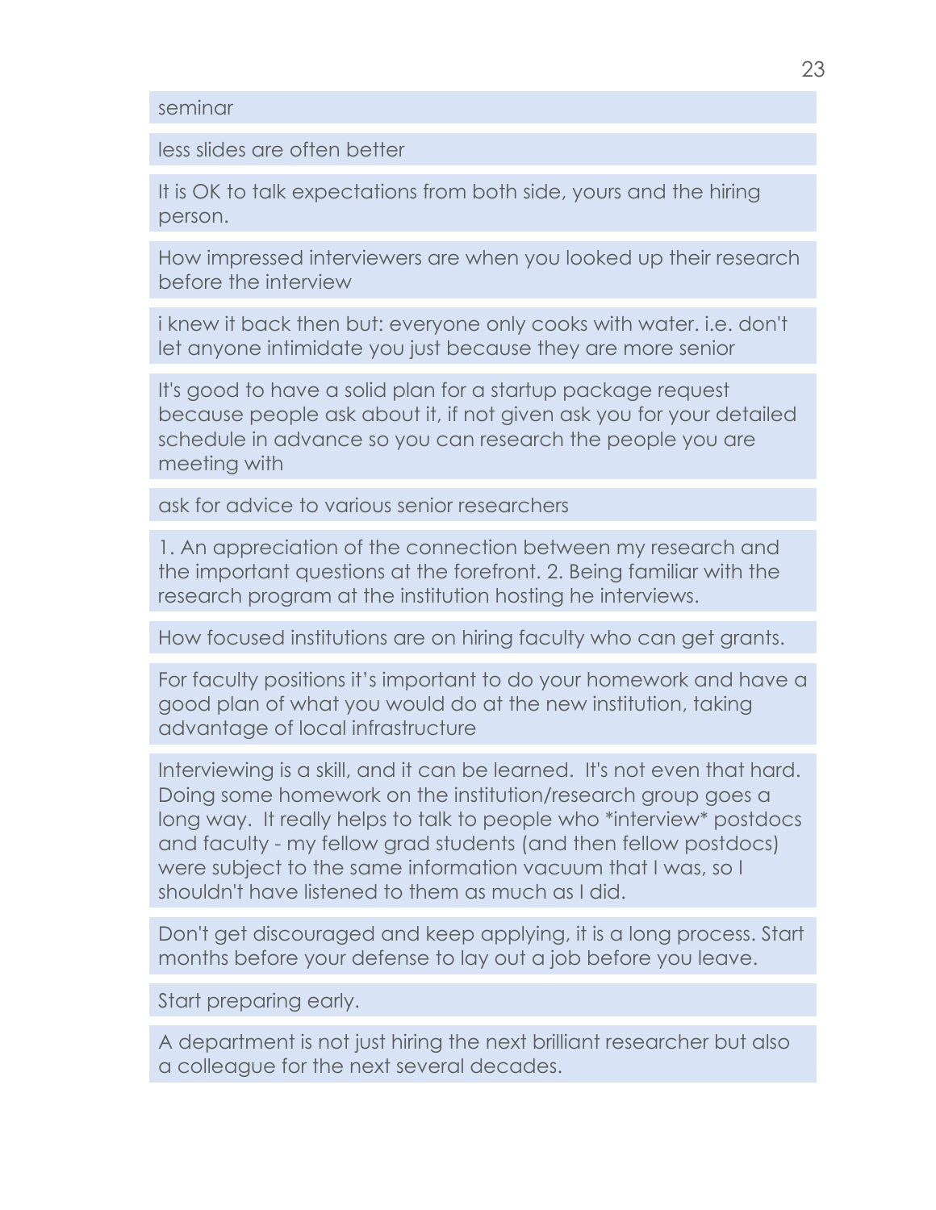seminar

less slides are often better

It is OK to talk expectations from both side, yours and the hiring person.

How impressed interviewers are when you looked up their research before the interview

i knew it back then but: everyone only cooks with water. i.e. don't let anyone intimidate you just because they are more senior

It's good to have a solid plan for a startup package request because people ask about it, if not given ask you for your detailed schedule in advance so you can research the people you are meeting with

ask for advice to various senior researchers

1. An appreciation of the connection between my research and the important questions at the forefront. 2. Being familiar with the research program at the institution hosting he interviews.

How focused institutions are on hiring faculty who can get grants.

For faculty positions it's important to do your homework and have a good plan of what you would do at the new institution, taking advantage of local infrastructure

Interviewing is a skill, and it can be learned. It's not even that hard. Doing some homework on the institution/research group goes a long way. It really helps to talk to people who *interview* postdocs and faculty - my fellow grad students (and then fellow postdocs) were subject to the same information vacuum that I was, so I shouldn't have listened to them as much as I did.

Don't get discouraged and keep applying, it is a long process. Start months before your defense to lay out a job before you leave.

Start preparing early.

A department is not just hiring the next brilliant researcher but also a colleague for the next several decades.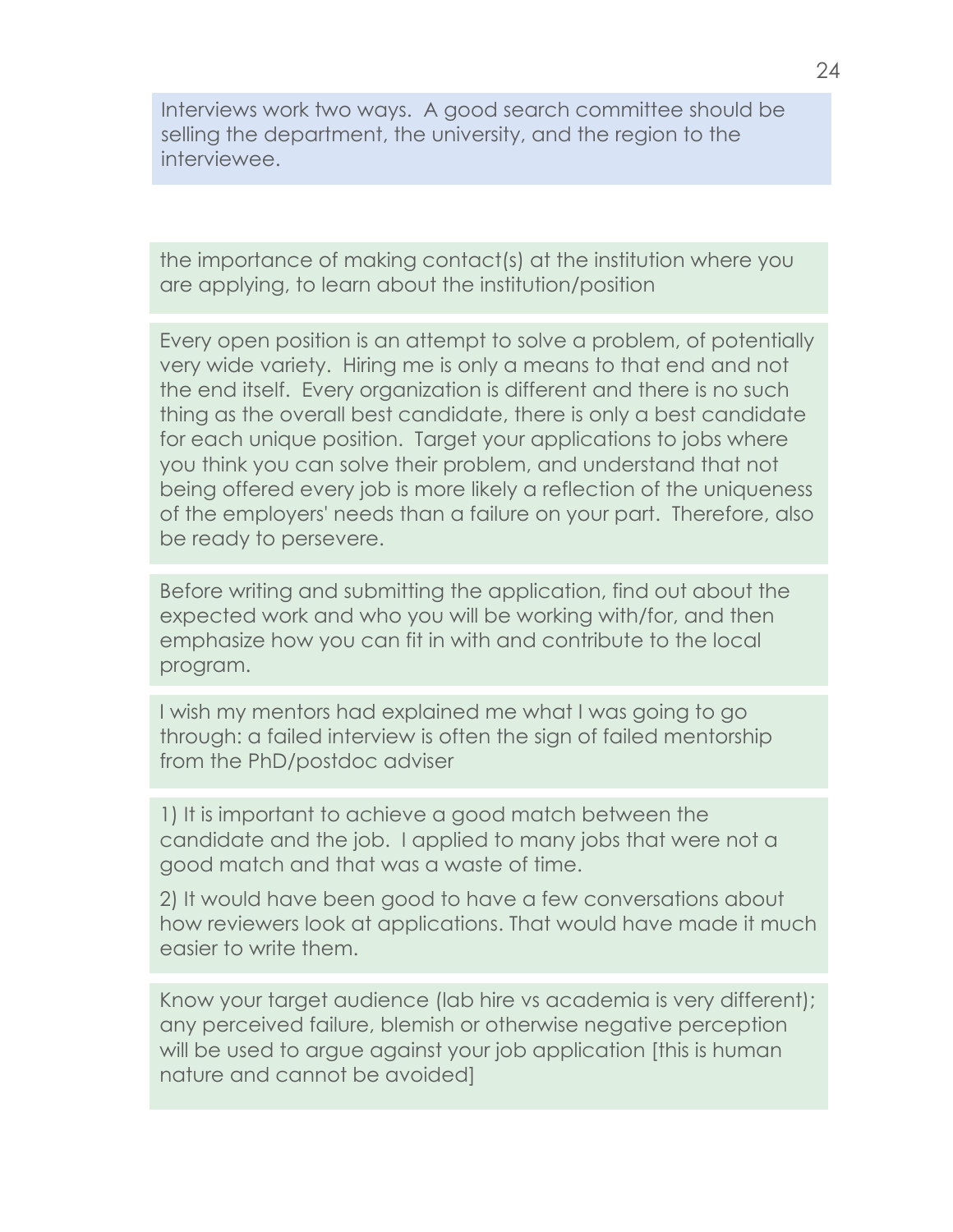Interviews work two ways. A good search committee should be selling the department, the university, and the region to the interviewee.

the importance of making contact(s) at the institution where you are applying, to learn about the institution/position

Every open position is an attempt to solve a problem, of potentially very wide variety. Hiring me is only a means to that end and not the end itself. Every organization is different and there is no such thing as the overall best candidate, there is only a best candidate for each unique position. Target your applications to jobs where you think you can solve their problem, and understand that not being offered every job is more likely a reflection of the uniqueness of the employers' needs than a failure on your part. Therefore, also be ready to persevere.

Before writing and submitting the application, find out about the expected work and who you will be working with/for, and then emphasize how you can fit in with and contribute to the local program.

I wish my mentors had explained me what I was going to go through: a failed interview is often the sign of failed mentorship from the PhD/postdoc adviser

1) It is important to achieve a good match between the candidate and the job. I applied to many jobs that were not a good match and that was a waste of time.

2) It would have been good to have a few conversations about how reviewers look at applications. That would have made it much easier to write them.

Know your target audience (lab hire vs academia is very different); any perceived failure, blemish or otherwise negative perception will be used to argue against your job application [this is human nature and cannot be avoided]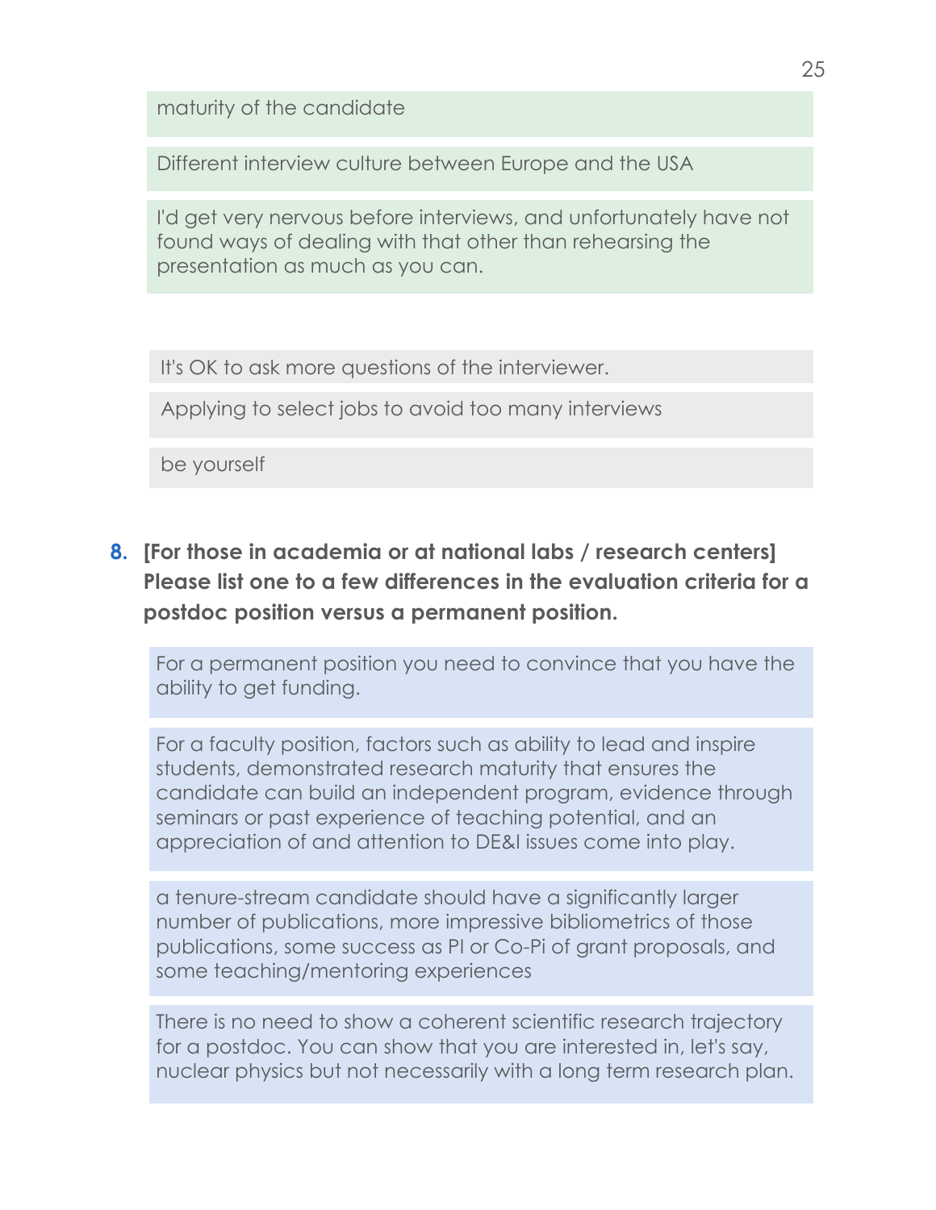maturity of the candidate

Different interview culture between Europe and the USA

I'd get very nervous before interviews, and unfortunately have not found ways of dealing with that other than rehearsing the presentation as much as you can.

It's OK to ask more questions of the interviewer.

Applying to select jobs to avoid too many interviews

be yourself

**8. [For those in academia or at national labs / research centers] Please list one to a few differences in the evaluation criteria for a postdoc position versus a permanent position.**

For a permanent position you need to convince that you have the ability to get funding.

For a faculty position, factors such as ability to lead and inspire students, demonstrated research maturity that ensures the candidate can build an independent program, evidence through seminars or past experience of teaching potential, and an appreciation of and attention to DE&I issues come into play.

a tenure-stream candidate should have a significantly larger number of publications, more impressive bibliometrics of those publications, some success as PI or Co-Pi of grant proposals, and some teaching/mentoring experiences

There is no need to show a coherent scientific research trajectory for a postdoc. You can show that you are interested in, let's say, nuclear physics but not necessarily with a long term research plan.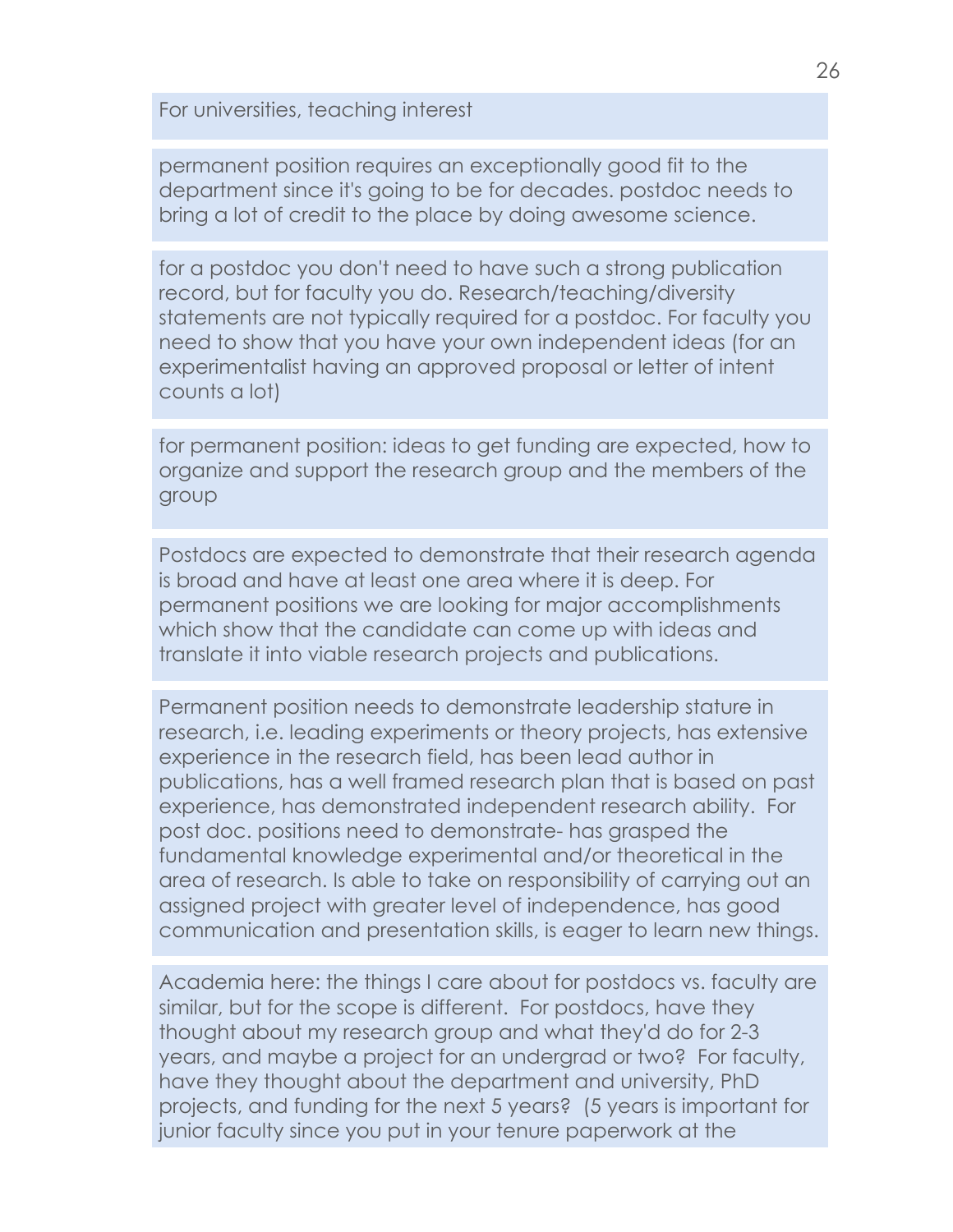For universities, teaching interest

permanent position requires an exceptionally good fit to the department since it's going to be for decades. postdoc needs to bring a lot of credit to the place by doing awesome science.

for a postdoc you don't need to have such a strong publication record, but for faculty you do. Research/teaching/diversity statements are not typically required for a postdoc. For faculty you need to show that you have your own independent ideas (for an experimentalist having an approved proposal or letter of intent counts a lot)

for permanent position: ideas to get funding are expected, how to organize and support the research group and the members of the group

Postdocs are expected to demonstrate that their research agenda is broad and have at least one area where it is deep. For permanent positions we are looking for major accomplishments which show that the candidate can come up with ideas and translate it into viable research projects and publications.

Permanent position needs to demonstrate leadership stature in research, i.e. leading experiments or theory projects, has extensive experience in the research field, has been lead author in publications, has a well framed research plan that is based on past experience, has demonstrated independent research ability. For post doc. positions need to demonstrate- has grasped the fundamental knowledge experimental and/or theoretical in the area of research. Is able to take on responsibility of carrying out an assigned project with greater level of independence, has good communication and presentation skills, is eager to learn new things.

Academia here: the things I care about for postdocs vs. faculty are similar, but for the scope is different. For postdocs, have they thought about my research group and what they'd do for 2-3 years, and maybe a project for an undergrad or two? For faculty, have they thought about the department and university, PhD projects, and funding for the next 5 years? (5 years is important for junior faculty since you put in your tenure paperwork at the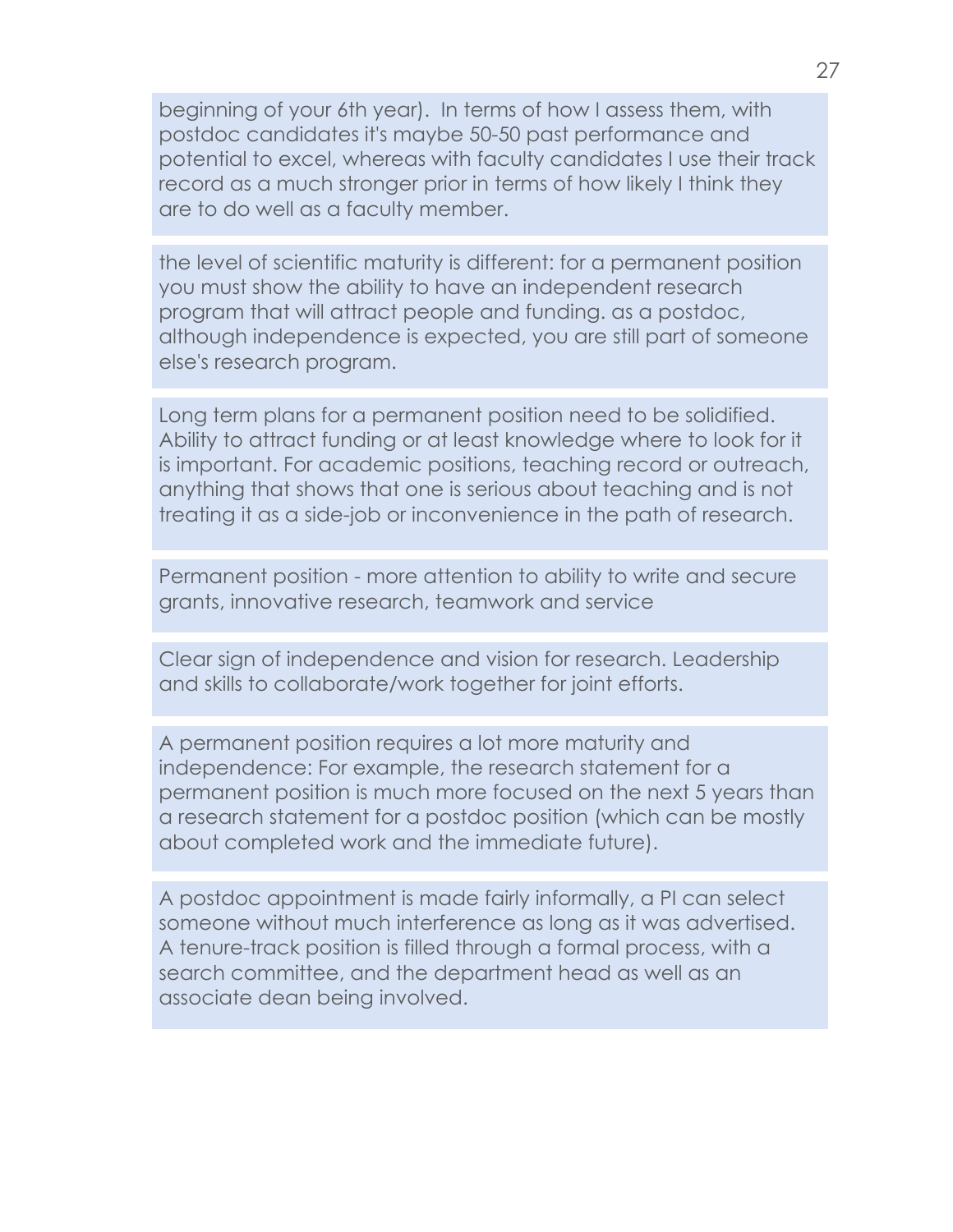beginning of your 6th year). In terms of how I assess them, with postdoc candidates it's maybe 50-50 past performance and potential to excel, whereas with faculty candidates I use their track record as a much stronger prior in terms of how likely I think they are to do well as a faculty member.

the level of scientific maturity is different: for a permanent position you must show the ability to have an independent research program that will attract people and funding. as a postdoc, although independence is expected, you are still part of someone else's research program.

Long term plans for a permanent position need to be solidified. Ability to attract funding or at least knowledge where to look for it is important. For academic positions, teaching record or outreach, anything that shows that one is serious about teaching and is not treating it as a side-job or inconvenience in the path of research.

Permanent position - more attention to ability to write and secure grants, innovative research, teamwork and service

Clear sign of independence and vision for research. Leadership and skills to collaborate/work together for joint efforts.

A permanent position requires a lot more maturity and independence: For example, the research statement for a permanent position is much more focused on the next 5 years than a research statement for a postdoc position (which can be mostly about completed work and the immediate future).

A postdoc appointment is made fairly informally, a PI can select someone without much interference as long as it was advertised. A tenure-track position is filled through a formal process, with a search committee, and the department head as well as an associate dean being involved.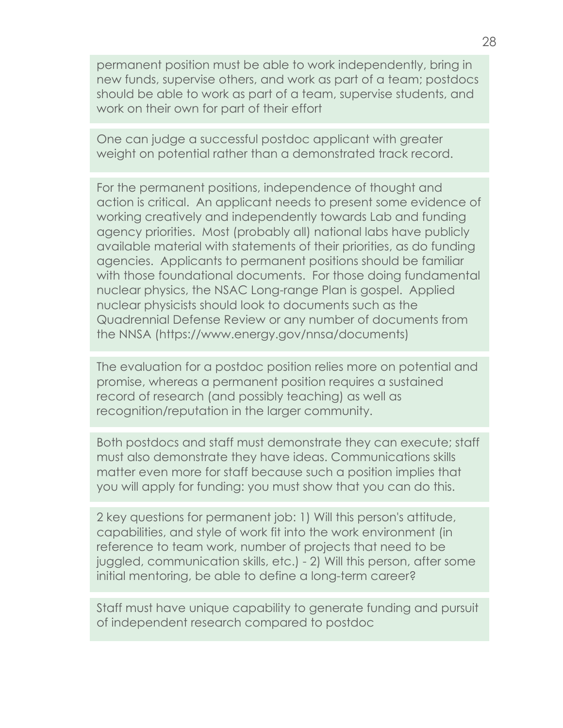permanent position must be able to work independently, bring in new funds, supervise others, and work as part of a team; postdocs should be able to work as part of a team, supervise students, and work on their own for part of their effort

One can judge a successful postdoc applicant with greater weight on potential rather than a demonstrated track record.

For the permanent positions, independence of thought and action is critical. An applicant needs to present some evidence of working creatively and independently towards Lab and funding agency priorities. Most (probably all) national labs have publicly available material with statements of their priorities, as do funding agencies. Applicants to permanent positions should be familiar with those foundational documents. For those doing fundamental nuclear physics, the NSAC Long-range Plan is gospel. Applied nuclear physicists should look to documents such as the Quadrennial Defense Review or any number of documents from the NNSA (https://www.energy.gov/nnsa/documents)

The evaluation for a postdoc position relies more on potential and promise, whereas a permanent position requires a sustained record of research (and possibly teaching) as well as recognition/reputation in the larger community.

Both postdocs and staff must demonstrate they can execute; staff must also demonstrate they have ideas. Communications skills matter even more for staff because such a position implies that you will apply for funding: you must show that you can do this.

2 key questions for permanent job: 1) Will this person's attitude, capabilities, and style of work fit into the work environment (in reference to team work, number of projects that need to be juggled, communication skills, etc.) - 2) Will this person, after some initial mentoring, be able to define a long-term career?

Staff must have unique capability to generate funding and pursuit of independent research compared to postdoc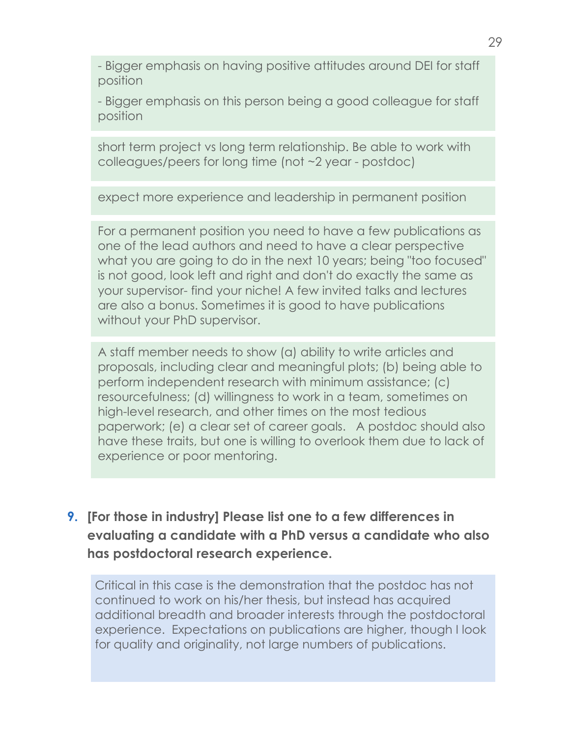- Bigger emphasis on having positive attitudes around DEI for staff position

- Bigger emphasis on this person being a good colleague for staff position

short term project vs long term relationship. Be able to work with colleagues/peers for long time (not ~2 year - postdoc)

expect more experience and leadership in permanent position

For a permanent position you need to have a few publications as one of the lead authors and need to have a clear perspective what you are going to do in the next 10 years; being "too focused" is not good, look left and right and don't do exactly the same as your supervisor- find your niche! A few invited talks and lectures are also a bonus. Sometimes it is good to have publications without your PhD supervisor.

A staff member needs to show (a) ability to write articles and proposals, including clear and meaningful plots; (b) being able to perform independent research with minimum assistance; (c) resourcefulness; (d) willingness to work in a team, sometimes on high-level research, and other times on the most tedious paperwork; (e) a clear set of career goals. A postdoc should also have these traits, but one is willing to overlook them due to lack of experience or poor mentoring.

9. **[For those in industry] Please list one to a few differences in evaluating a candidate with a PhD versus a candidate who also has postdoctoral research experience.**

Critical in this case is the demonstration that the postdoc has not continued to work on his/her thesis, but instead has acquired additional breadth and broader interests through the postdoctoral experience. Expectations on publications are higher, though I look for quality and originality, not large numbers of publications.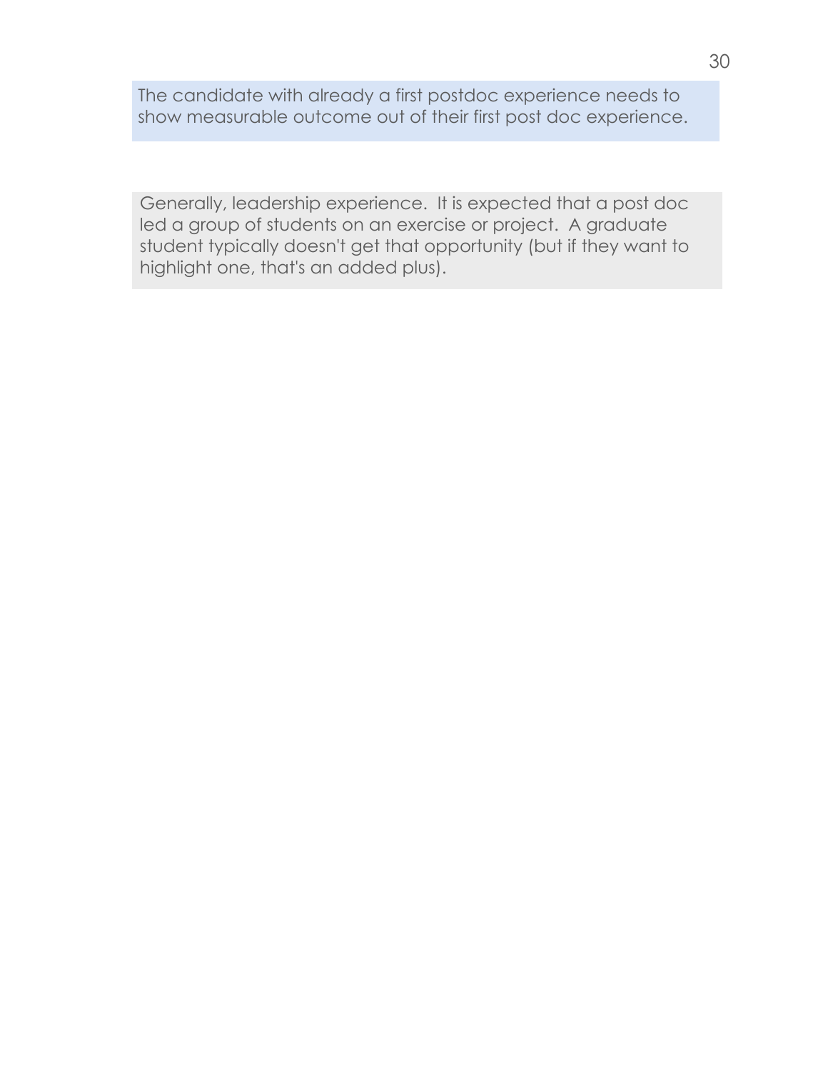The candidate with already a first postdoc experience needs to show measurable outcome out of their first post doc experience.

Generally, leadership experience. It is expected that a post doc led a group of students on an exercise or project. A graduate student typically doesn't get that opportunity (but if they want to highlight one, that's an added plus).